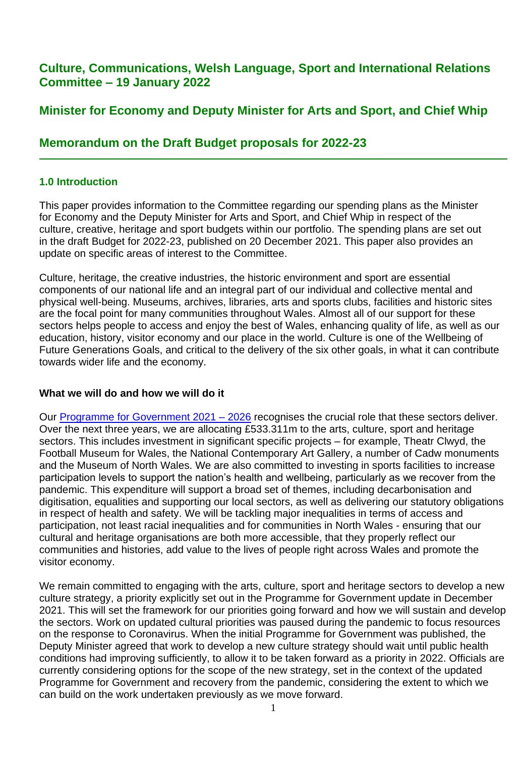# Culture, Communications, Welsh Language, Sport and International Relations Committee – 19 January 2022

# Minister for Economy and Deputy Minister for Arts and Sport, and Chief Whip

# Memorandum on the Draft Budget proposals for 2022-23

## 1.0 Introduction

This paper provides information to the Committee regarding our spending plans as the Minister for Economy and the Deputy Minister for Arts and Sport, and Chief Whip in respect of the culture, creative, heritage and sport budgets within our portfolio. The spending plans are set out in the draft Budget for 2022-23, published on 20 December 2021. This paper also provides an update on specific areas of interest to the Committee.

Culture, heritage, the creative industries, the historic environment and sport are essential components of our national life and an integral part of our individual and collective mental and physical well-being. Museums, archives, libraries, arts and sports clubs, facilities and historic sites are the focal point for many communities throughout Wales. Almost all of our support for these sectors helps people to access and enjoy the best of Wales, enhancing quality of life, as well as our education, history, visitor economy and our place in the world. Culture is one of the Wellbeing of Future Generations Goals, and critical to the delivery of the six other goals, in what it can contribute towards wider life and the economy.

**What we will do and how we will do it**

Our Programme for Government 2021 – 2026 recognises the crucial role that these sectors deliver. Over the next three years, we are allocating £533.311m to the arts, culture, sport and heritage sectors. This includes investment in significant specific projects – for example, Theatr Clwyd, the Football Museum for Wales, the National Contemporary Art Gallery, a number of Cadw monuments and the Museum of North Wales. We are also committed to investing in sports facilities to increase participation levels to support the nation's health and wellbeing, particularly as we recover from the pandemic. This expenditure will support a broad set of themes, including decarbonisation and digitisation, equalities and supporting our local sectors, as well as delivering our statutory obligations in respect of health and safety. We will be tackling major inequalities in terms of access and participation, not least racial inequalities and for communities in North Wales - ensuring that our cultural and heritage organisations are both more accessible, that they properly reflect our communities and histories, add value to the lives of people right across Wales and promote the visitor economy.

We remain committed to engaging with the arts, culture, sport and heritage sectors to develop a new culture strategy, a priority explicitly set out in the Programme for Government update in December 2021. This will set the framework for our priorities going forward and how we will sustain and develop the sectors. Work on updated cultural priorities was paused during the pandemic to focus resources on the response to Coronavirus. When the initial Programme for Government was published, the Deputy Minister agreed that work to develop a new culture strategy should wait until public health conditions had improving sufficiently, to allow it to be taken forward as a priority in 2022. Officials are currently considering options for the scope of the new strategy, set in the context of the updated Programme for Government and recovery from the pandemic, considering the extent to which we can build on the work undertaken previously as we move forward.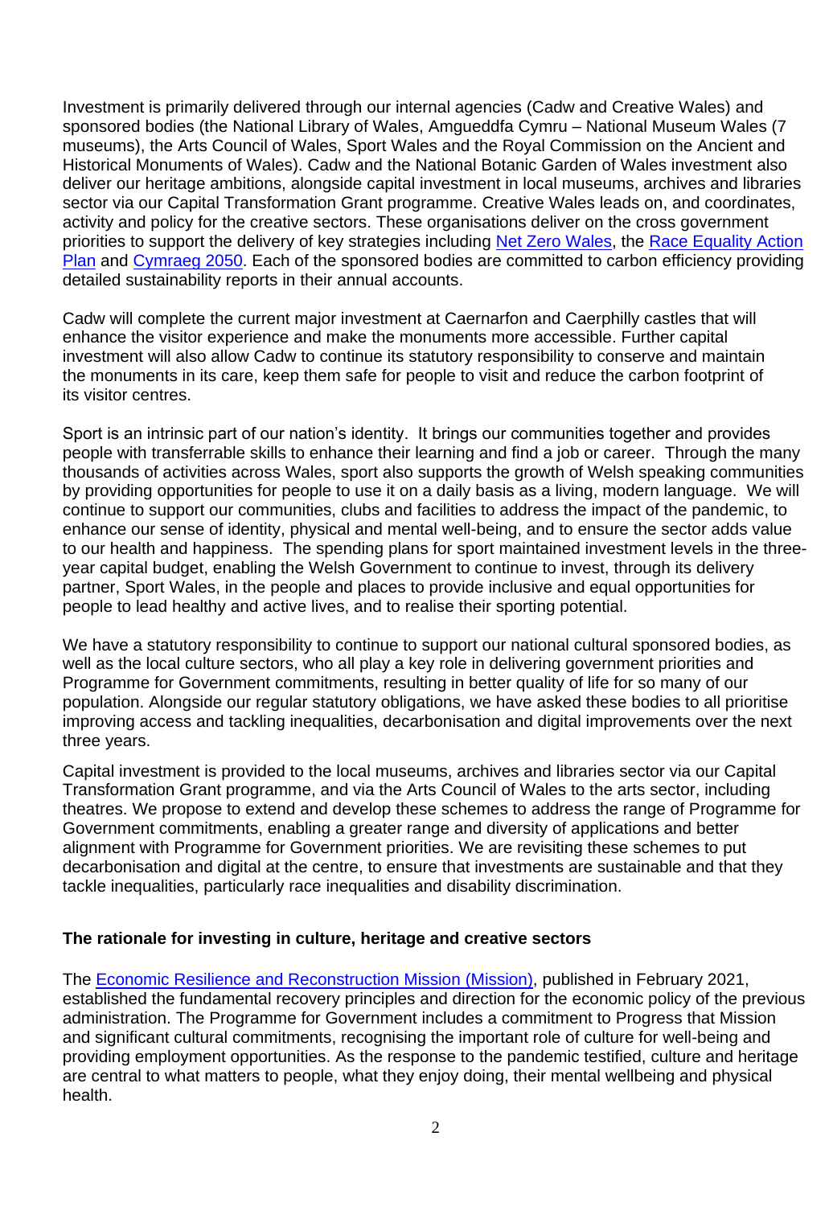Investment is primarily delivered through our internal agencies (Cadw and Creative Wales) and sponsored bodies (the National Library of Wales, Amgueddfa Cymru – National Museum Wales (7 museums), the Arts Council of Wales, Sport Wales and the Royal Commission on the Ancient and Historical Monuments of Wales). Cadw and the National Botanic Garden of Wales investment also deliver our heritage ambitions, alongside capital investment in local museums, archives and libraries sector via our Capital Transformation Grant programme. Creative Wales leads on, and coordinates, activity and policy for the creative sectors. These organisations deliver on the cross government priorities to support the delivery of key strategies including [Net Zero Wales](), the [Race Equality Action Plan]() and [Cymraeg 2050](). Each of the sponsored bodies are committed to carbon efficiency providing detailed sustainability reports in their annual accounts.

Cadw will complete the current major investment at Caernarfon and Caerphilly castles that will enhance the visitor experience and make the monuments more accessible. Further capital investment will also allow Cadw to continue its statutory responsibility to conserve and maintain the monuments in its care, keep them safe for people to visit and reduce the carbon footprint of its visitor centres.

Sport is an intrinsic part of our nation's identity. It brings our communities together and provides people with transferrable skills to enhance their learning and find a job or career. Through the many thousands of activities across Wales, sport also supports the growth of Welsh speaking communities by providing opportunities for people to use it on a daily basis as a living, modern language. We will continue to support our communities, clubs and facilities to address the impact of the pandemic, to enhance our sense of identity, physical and mental well-being, and to ensure the sector adds value to our health and happiness. The spending plans for sport maintained investment levels in the three-year capital budget, enabling the Welsh Government to continue to invest, through its delivery partner, Sport Wales, in the people and places to provide inclusive and equal opportunities for people to lead healthy and active lives, and to realise their sporting potential.

We have a statutory responsibility to continue to support our national cultural sponsored bodies, as well as the local culture sectors, who all play a key role in delivering government priorities and Programme for Government commitments, resulting in better quality of life for so many of our population. Alongside our regular statutory obligations, we have asked these bodies to all prioritise improving access and tackling inequalities, decarbonisation and digital improvements over the next three years.

Capital investment is provided to the local museums, archives and libraries sector via our Capital Transformation Grant programme, and via the Arts Council of Wales to the arts sector, including theatres. We propose to extend and develop these schemes to address the range of Programme for Government commitments, enabling a greater range and diversity of applications and better alignment with Programme for Government priorities. We are revisiting these schemes to put decarbonisation and digital at the centre, to ensure that investments are sustainable and that they tackle inequalities, particularly race inequalities and disability discrimination.

**The rationale for investing in culture, heritage and creative sectors**

The [Economic Resilience and Reconstruction Mission (Mission)](), published in February 2021, established the fundamental recovery principles and direction for the economic policy of the previous administration. The Programme for Government includes a commitment to Progress that Mission and significant cultural commitments, recognising the important role of culture for well-being and providing employment opportunities. As the response to the pandemic testified, culture and heritage are central to what matters to people, what they enjoy doing, their mental wellbeing and physical health.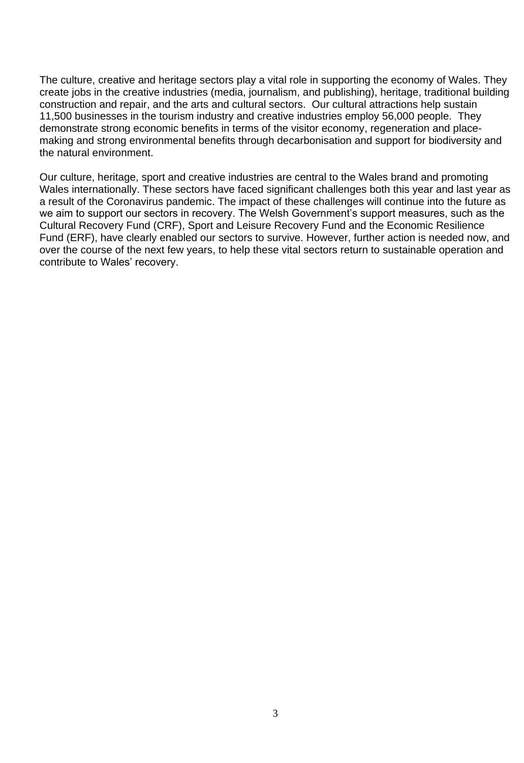The culture, creative and heritage sectors play a vital role in supporting the economy of Wales. They create jobs in the creative industries (media, journalism, and publishing), heritage, traditional building construction and repair, and the arts and cultural sectors. Our cultural attractions help sustain 11,500 businesses in the tourism industry and creative industries employ 56,000 people. They demonstrate strong economic benefits in terms of the visitor economy, regeneration and place-making and strong environmental benefits through decarbonisation and support for biodiversity and the natural environment.

Our culture, heritage, sport and creative industries are central to the Wales brand and promoting Wales internationally. These sectors have faced significant challenges both this year and last year as a result of the Coronavirus pandemic. The impact of these challenges will continue into the future as we aim to support our sectors in recovery. The Welsh Government's support measures, such as the Cultural Recovery Fund (CRF), Sport and Leisure Recovery Fund and the Economic Resilience Fund (ERF), have clearly enabled our sectors to survive. However, further action is needed now, and over the course of the next few years, to help these vital sectors return to sustainable operation and contribute to Wales' recovery.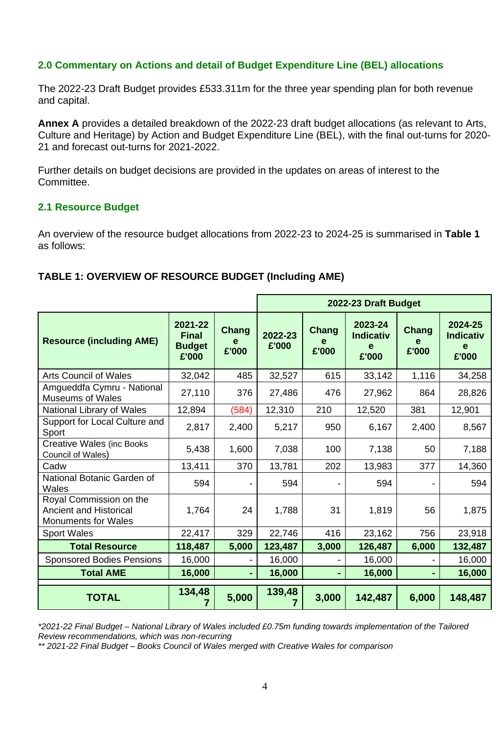### 2.0 Commentary on Actions and detail of Budget Expenditure Line (BEL) allocations

The 2022-23 Draft Budget provides £533.311m for the three year spending plan for both revenue and capital.

**Annex A** provides a detailed breakdown of the 2022-23 draft budget allocations (as relevant to Arts, Culture and Heritage) by Action and Budget Expenditure Line (BEL), with the final out-turns for 2020-21 and forecast out-turns for 2021-2022.

Further details on budget decisions are provided in the updates on areas of interest to the Committee.

### 2.1 Resource Budget

An overview of the resource budget allocations from 2022-23 to 2024-25 is summarised in **Table 1** as follows:

**TABLE 1: OVERVIEW OF RESOURCE BUDGET (Including AME)**

| | | | 2022-23 Draft Budget | | | | |
|---|---|---|---|---|---|---|---|
| **Resource (including AME)** | **2021-22 Final Budget £'000** | **Change £'000** | **2022-23 £'000** | **Change £'000** | **2023-24 Indicative £'000** | **Change £'000** | **2024-25 Indicative £'000** |
| Arts Council of Wales | 32,042 | 485 | 32,527 | 615 | 33,142 | 1,116 | 34,258 |
| Amgueddfa Cymru - National Museums of Wales | 27,110 | 376 | 27,486 | 476 | 27,962 | 864 | 28,826 |
| National Library of Wales | 12,894 | (584) | 12,310 | 210 | 12,520 | 381 | 12,901 |
| Support for Local Culture and Sport | 2,817 | 2,400 | 5,217 | 950 | 6,167 | 2,400 | 8,567 |
| Creative Wales (inc Books Council of Wales) | 5,438 | 1,600 | 7,038 | 100 | 7,138 | 50 | 7,188 |
| Cadw | 13,411 | 370 | 13,781 | 202 | 13,983 | 377 | 14,360 |
| National Botanic Garden of Wales | 594 | - | 594 | - | 594 | - | 594 |
| Royal Commission on the Ancient and Historical Monuments for Wales | 1,764 | 24 | 1,788 | 31 | 1,819 | 56 | 1,875 |
| Sport Wales | 22,417 | 329 | 22,746 | 416 | 23,162 | 756 | 23,918 |
| **Total Resource** | **118,487** | **5,000** | **123,487** | **3,000** | **126,487** | **6,000** | **132,487** |
| Sponsored Bodies Pensions | 16,000 | - | 16,000 | - | 16,000 | - | 16,000 |
| **Total AME** | **16,000** | **-** | **16,000** | **-** | **16,000** | **-** | **16,000** |
| **TOTAL** | **134,487** | **5,000** | **139,487** | **3,000** | **142,487** | **6,000** | **148,487** |

*\*2021-22 Final Budget – National Library of Wales included £0.75m funding towards implementation of the Tailored Review recommendations, which was non-recurring*
*\*\* 2021-22 Final Budget – Books Council of Wales merged with Creative Wales for comparison*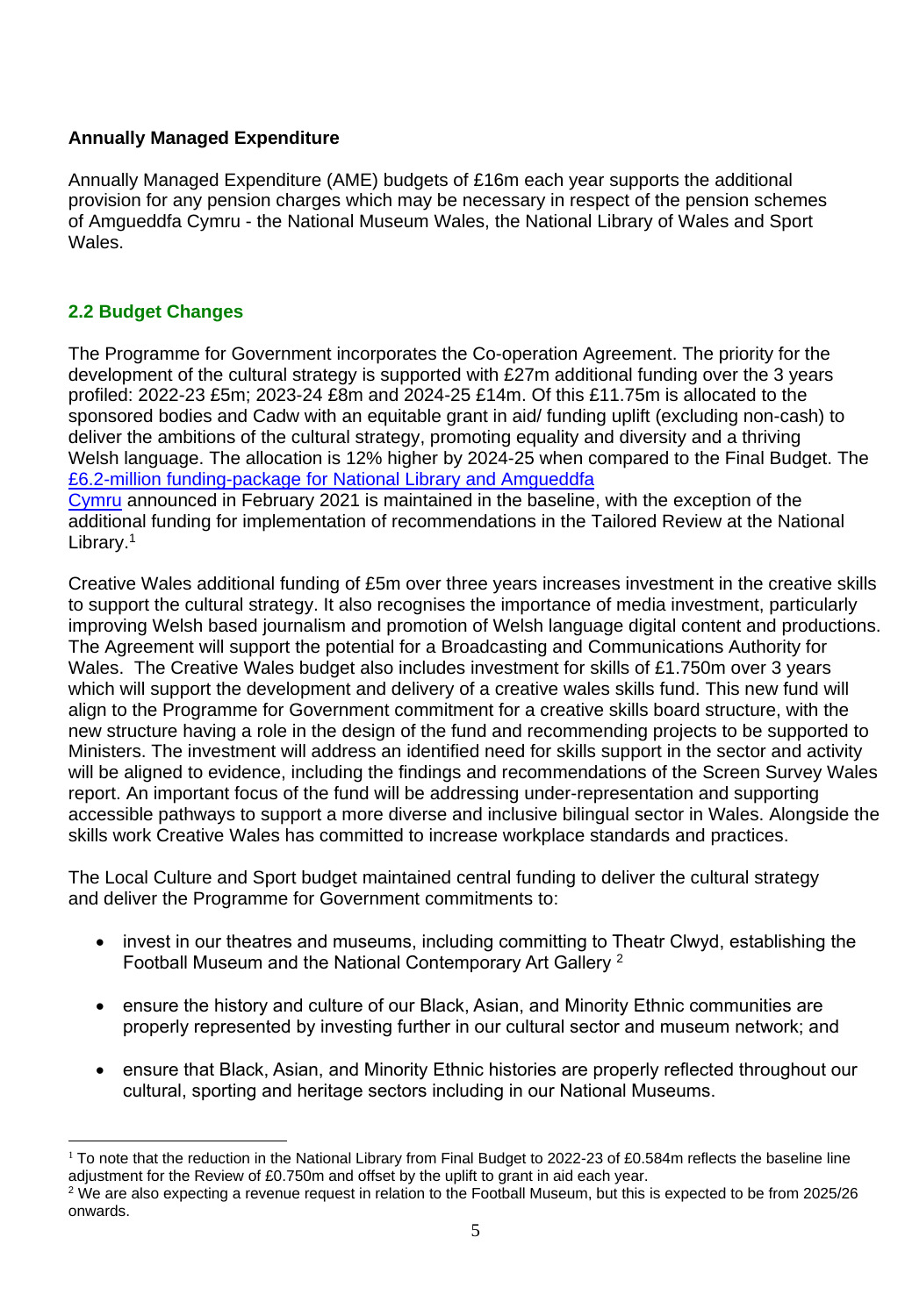**Annually Managed Expenditure**

Annually Managed Expenditure (AME) budgets of £16m each year supports the additional provision for any pension charges which may be necessary in respect of the pension schemes of Amgueddfa Cymru - the National Museum Wales, the National Library of Wales and Sport Wales.

## 2.2 Budget Changes

The Programme for Government incorporates the Co-operation Agreement. The priority for the development of the cultural strategy is supported with £27m additional funding over the 3 years profiled: 2022-23 £5m; 2023-24 £8m and 2024-25 £14m. Of this £11.75m is allocated to the sponsored bodies and Cadw with an equitable grant in aid/ funding uplift (excluding non-cash) to deliver the ambitions of the cultural strategy, promoting equality and diversity and a thriving Welsh language. The allocation is 12% higher by 2024-25 when compared to the Final Budget. The £6.2-million funding-package for National Library and Amgueddfa Cymru announced in February 2021 is maintained in the baseline, with the exception of the additional funding for implementation of recommendations in the Tailored Review at the National Library.[1]

Creative Wales additional funding of £5m over three years increases investment in the creative skills to support the cultural strategy. It also recognises the importance of media investment, particularly improving Welsh based journalism and promotion of Welsh language digital content and productions. The Agreement will support the potential for a Broadcasting and Communications Authority for Wales. The Creative Wales budget also includes investment for skills of £1.750m over 3 years which will support the development and delivery of a creative wales skills fund. This new fund will align to the Programme for Government commitment for a creative skills board structure, with the new structure having a role in the design of the fund and recommending projects to be supported to Ministers. The investment will address an identified need for skills support in the sector and activity will be aligned to evidence, including the findings and recommendations of the Screen Survey Wales report. An important focus of the fund will be addressing under-representation and supporting accessible pathways to support a more diverse and inclusive bilingual sector in Wales. Alongside the skills work Creative Wales has committed to increase workplace standards and practices.

The Local Culture and Sport budget maintained central funding to deliver the cultural strategy and deliver the Programme for Government commitments to:

- invest in our theatres and museums, including committing to Theatr Clwyd, establishing the Football Museum and the National Contemporary Art Gallery [2]
- ensure the history and culture of our Black, Asian, and Minority Ethnic communities are properly represented by investing further in our cultural sector and museum network; and
- ensure that Black, Asian, and Minority Ethnic histories are properly reflected throughout our cultural, sporting and heritage sectors including in our National Museums.

[1] To note that the reduction in the National Library from Final Budget to 2022-23 of £0.584m reflects the baseline line adjustment for the Review of £0.750m and offset by the uplift to grant in aid each year.

[2] We are also expecting a revenue request in relation to the Football Museum, but this is expected to be from 2025/26 onwards.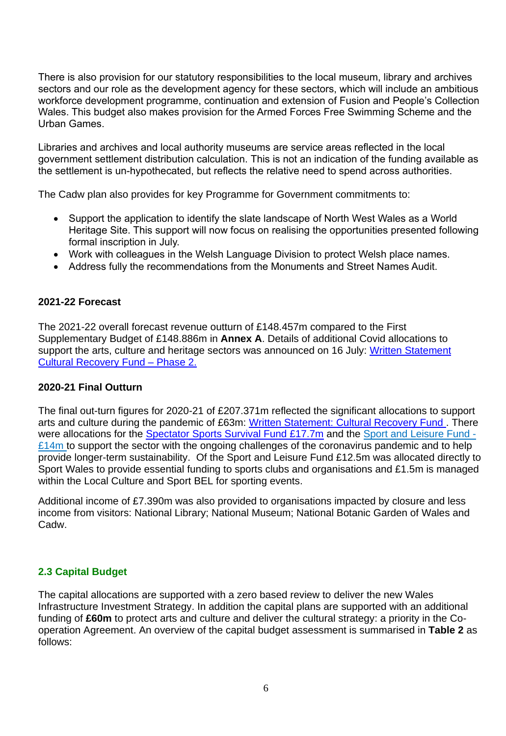There is also provision for our statutory responsibilities to the local museum, library and archives sectors and our role as the development agency for these sectors, which will include an ambitious workforce development programme, continuation and extension of Fusion and People's Collection Wales. This budget also makes provision for the Armed Forces Free Swimming Scheme and the Urban Games.

Libraries and archives and local authority museums are service areas reflected in the local government settlement distribution calculation. This is not an indication of the funding available as the settlement is un-hypothecated, but reflects the relative need to spend across authorities.

The Cadw plan also provides for key Programme for Government commitments to:

- Support the application to identify the slate landscape of North West Wales as a World Heritage Site. This support will now focus on realising the opportunities presented following formal inscription in July.
- Work with colleagues in the Welsh Language Division to protect Welsh place names.
- Address fully the recommendations from the Monuments and Street Names Audit.

**2021-22 Forecast**

The 2021-22 overall forecast revenue outturn of £148.457m compared to the First Supplementary Budget of £148.886m in **Annex A**. Details of additional Covid allocations to support the arts, culture and heritage sectors was announced on 16 July: Written Statement Cultural Recovery Fund – Phase 2.

**2020-21 Final Outturn**

The final out-turn figures for 2020-21 of £207.371m reflected the significant allocations to support arts and culture during the pandemic of £63m: Written Statement: Cultural Recovery Fund. There were allocations for the Spectator Sports Survival Fund £17.7m and the Sport and Leisure Fund - £14m to support the sector with the ongoing challenges of the coronavirus pandemic and to help provide longer-term sustainability. Of the Sport and Leisure Fund £12.5m was allocated directly to Sport Wales to provide essential funding to sports clubs and organisations and £1.5m is managed within the Local Culture and Sport BEL for sporting events.

Additional income of £7.390m was also provided to organisations impacted by closure and less income from visitors: National Library; National Museum; National Botanic Garden of Wales and Cadw.

### 2.3 Capital Budget

The capital allocations are supported with a zero based review to deliver the new Wales Infrastructure Investment Strategy. In addition the capital plans are supported with an additional funding of **£60m** to protect arts and culture and deliver the cultural strategy: a priority in the Co-operation Agreement. An overview of the capital budget assessment is summarised in **Table 2** as follows: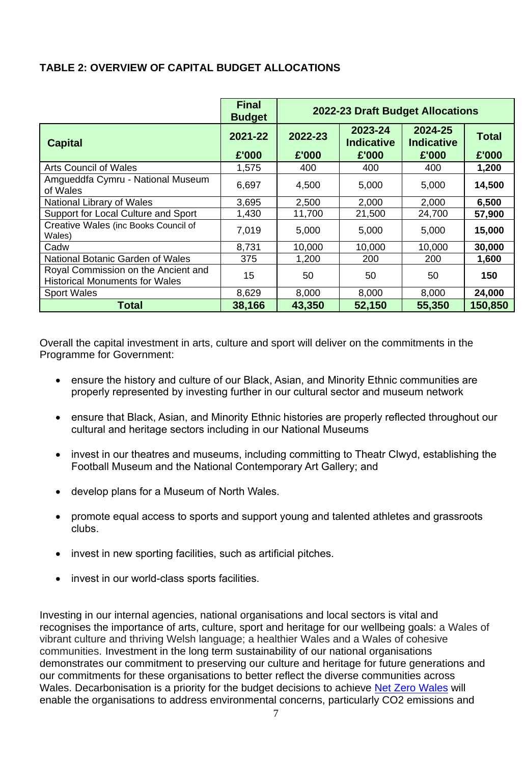**TABLE 2: OVERVIEW OF CAPITAL BUDGET ALLOCATIONS**

| | Final Budget | 2022-23 Draft Budget Allocations | | | |
|---|---|---|---|---|---|
| **Capital** | **2021-22 £'000** | **2022-23 £'000** | **2023-24 Indicative £'000** | **2024-25 Indicative £'000** | **Total £'000** |
| Arts Council of Wales | 1,575 | 400 | 400 | 400 | **1,200** |
| Amgueddfa Cymru - National Museum of Wales | 6,697 | 4,500 | 5,000 | 5,000 | **14,500** |
| National Library of Wales | 3,695 | 2,500 | 2,000 | 2,000 | **6,500** |
| Support for Local Culture and Sport | 1,430 | 11,700 | 21,500 | 24,700 | **57,900** |
| Creative Wales (inc Books Council of Wales) | 7,019 | 5,000 | 5,000 | 5,000 | **15,000** |
| Cadw | 8,731 | 10,000 | 10,000 | 10,000 | **30,000** |
| National Botanic Garden of Wales | 375 | 1,200 | 200 | 200 | **1,600** |
| Royal Commission on the Ancient and Historical Monuments for Wales | 15 | 50 | 50 | 50 | **150** |
| Sport Wales | 8,629 | 8,000 | 8,000 | 8,000 | **24,000** |
| **Total** | **38,166** | **43,350** | **52,150** | **55,350** | **150,850** |

Overall the capital investment in arts, culture and sport will deliver on the commitments in the Programme for Government:

- ensure the history and culture of our Black, Asian, and Minority Ethnic communities are properly represented by investing further in our cultural sector and museum network
- ensure that Black, Asian, and Minority Ethnic histories are properly reflected throughout our cultural and heritage sectors including in our National Museums
- invest in our theatres and museums, including committing to Theatr Clwyd, establishing the Football Museum and the National Contemporary Art Gallery; and
- develop plans for a Museum of North Wales.
- promote equal access to sports and support young and talented athletes and grassroots clubs.
- invest in new sporting facilities, such as artificial pitches.
- invest in our world-class sports facilities.

Investing in our internal agencies, national organisations and local sectors is vital and recognises the importance of arts, culture, sport and heritage for our wellbeing goals: a Wales of vibrant culture and thriving Welsh language; a healthier Wales and a Wales of cohesive communities. Investment in the long term sustainability of our national organisations demonstrates our commitment to preserving our culture and heritage for future generations and our commitments for these organisations to better reflect the diverse communities across Wales. Decarbonisation is a priority for the budget decisions to achieve Net Zero Wales will enable the organisations to address environmental concerns, particularly $CO_2$ emissions and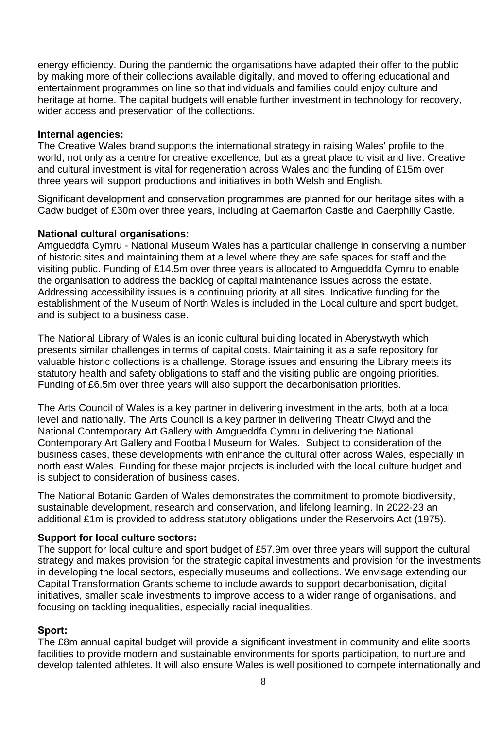energy efficiency. During the pandemic the organisations have adapted their offer to the public by making more of their collections available digitally, and moved to offering educational and entertainment programmes on line so that individuals and families could enjoy culture and heritage at home. The capital budgets will enable further investment in technology for recovery, wider access and preservation of the collections.

**Internal agencies:**
The Creative Wales brand supports the international strategy in raising Wales' profile to the world, not only as a centre for creative excellence, but as a great place to visit and live. Creative and cultural investment is vital for regeneration across Wales and the funding of £15m over three years will support productions and initiatives in both Welsh and English.

Significant development and conservation programmes are planned for our heritage sites with a Cadw budget of £30m over three years, including at Caernarfon Castle and Caerphilly Castle.

**National cultural organisations:**
Amgueddfa Cymru - National Museum Wales has a particular challenge in conserving a number of historic sites and maintaining them at a level where they are safe spaces for staff and the visiting public. Funding of £14.5m over three years is allocated to Amgueddfa Cymru to enable the organisation to address the backlog of capital maintenance issues across the estate. Addressing accessibility issues is a continuing priority at all sites. Indicative funding for the establishment of the Museum of North Wales is included in the Local culture and sport budget, and is subject to a business case.

The National Library of Wales is an iconic cultural building located in Aberystwyth which presents similar challenges in terms of capital costs. Maintaining it as a safe repository for valuable historic collections is a challenge. Storage issues and ensuring the Library meets its statutory health and safety obligations to staff and the visiting public are ongoing priorities. Funding of £6.5m over three years will also support the decarbonisation priorities.

The Arts Council of Wales is a key partner in delivering investment in the arts, both at a local level and nationally. The Arts Council is a key partner in delivering Theatr Clwyd and the National Contemporary Art Gallery with Amgueddfa Cymru in delivering the National Contemporary Art Gallery and Football Museum for Wales. Subject to consideration of the business cases, these developments with enhance the cultural offer across Wales, especially in north east Wales. Funding for these major projects is included with the local culture budget and is subject to consideration of business cases.

The National Botanic Garden of Wales demonstrates the commitment to promote biodiversity, sustainable development, research and conservation, and lifelong learning. In 2022-23 an additional £1m is provided to address statutory obligations under the Reservoirs Act (1975).

**Support for local culture sectors:**
The support for local culture and sport budget of £57.9m over three years will support the cultural strategy and makes provision for the strategic capital investments and provision for the investments in developing the local sectors, especially museums and collections. We envisage extending our Capital Transformation Grants scheme to include awards to support decarbonisation, digital initiatives, smaller scale investments to improve access to a wider range of organisations, and focusing on tackling inequalities, especially racial inequalities.

**Sport:**
The £8m annual capital budget will provide a significant investment in community and elite sports facilities to provide modern and sustainable environments for sports participation, to nurture and develop talented athletes. It will also ensure Wales is well positioned to compete internationally and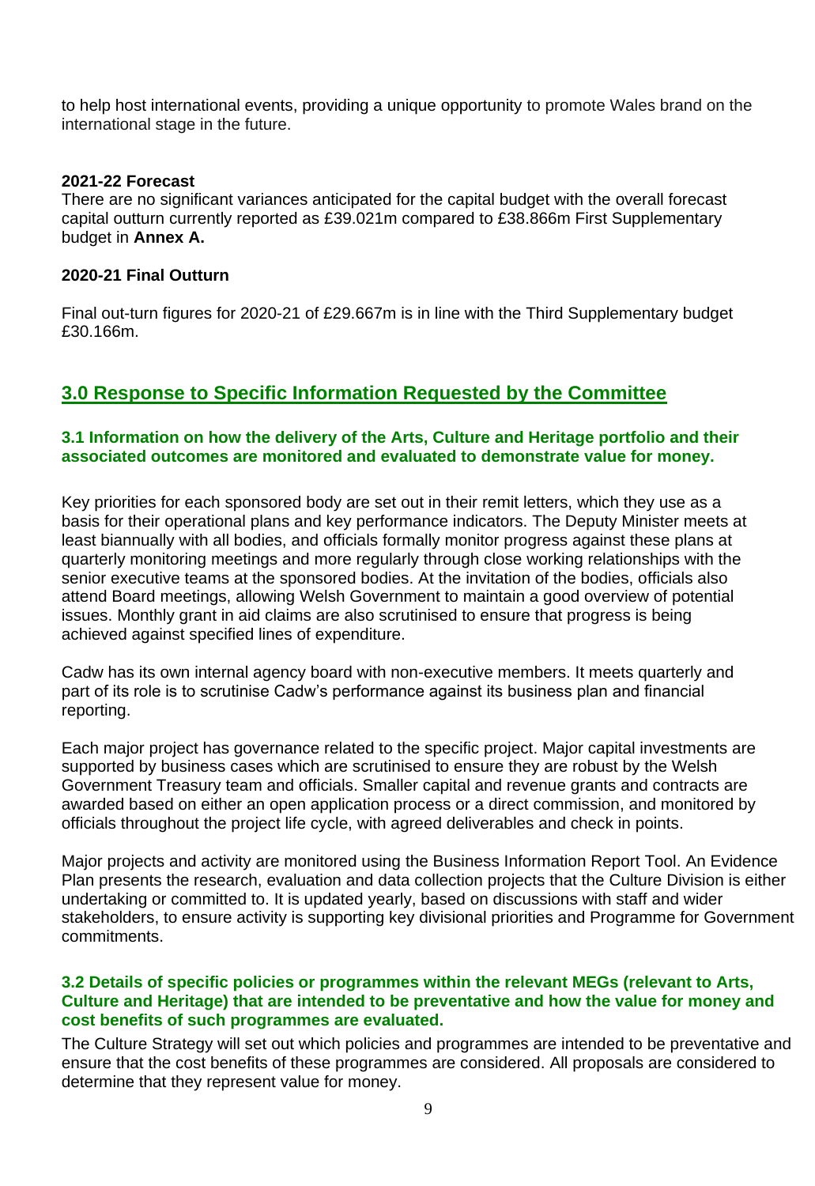to help host international events, providing a unique opportunity to promote Wales brand on the international stage in the future.

**2021-22 Forecast**

There are no significant variances anticipated for the capital budget with the overall forecast capital outturn currently reported as £39.021m compared to £38.866m First Supplementary budget in **Annex A.**

**2020-21 Final Outturn**

Final out-turn figures for 2020-21 of £29.667m is in line with the Third Supplementary budget £30.166m.

## 3.0 Response to Specific Information Requested by the Committee

### 3.1 Information on how the delivery of the Arts, Culture and Heritage portfolio and their associated outcomes are monitored and evaluated to demonstrate value for money.

Key priorities for each sponsored body are set out in their remit letters, which they use as a basis for their operational plans and key performance indicators. The Deputy Minister meets at least biannually with all bodies, and officials formally monitor progress against these plans at quarterly monitoring meetings and more regularly through close working relationships with the senior executive teams at the sponsored bodies. At the invitation of the bodies, officials also attend Board meetings, allowing Welsh Government to maintain a good overview of potential issues. Monthly grant in aid claims are also scrutinised to ensure that progress is being achieved against specified lines of expenditure.

Cadw has its own internal agency board with non-executive members. It meets quarterly and part of its role is to scrutinise Cadw's performance against its business plan and financial reporting.

Each major project has governance related to the specific project. Major capital investments are supported by business cases which are scrutinised to ensure they are robust by the Welsh Government Treasury team and officials. Smaller capital and revenue grants and contracts are awarded based on either an open application process or a direct commission, and monitored by officials throughout the project life cycle, with agreed deliverables and check in points.

Major projects and activity are monitored using the Business Information Report Tool. An Evidence Plan presents the research, evaluation and data collection projects that the Culture Division is either undertaking or committed to. It is updated yearly, based on discussions with staff and wider stakeholders, to ensure activity is supporting key divisional priorities and Programme for Government commitments.

### 3.2 Details of specific policies or programmes within the relevant MEGs (relevant to Arts, Culture and Heritage) that are intended to be preventative and how the value for money and cost benefits of such programmes are evaluated.

The Culture Strategy will set out which policies and programmes are intended to be preventative and ensure that the cost benefits of these programmes are considered. All proposals are considered to determine that they represent value for money.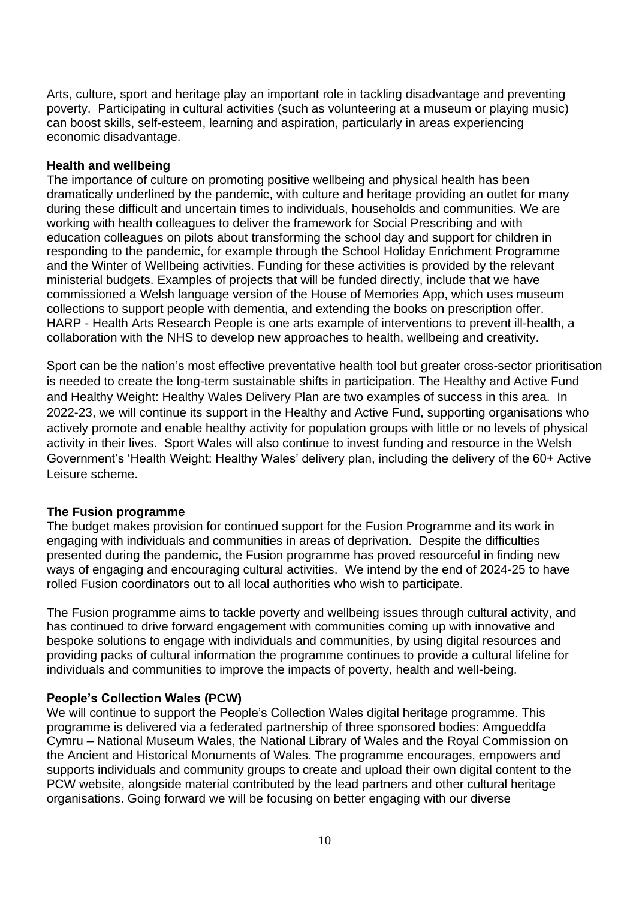Arts, culture, sport and heritage play an important role in tackling disadvantage and preventing poverty. Participating in cultural activities (such as volunteering at a museum or playing music) can boost skills, self-esteem, learning and aspiration, particularly in areas experiencing economic disadvantage.

**Health and wellbeing**

The importance of culture on promoting positive wellbeing and physical health has been dramatically underlined by the pandemic, with culture and heritage providing an outlet for many during these difficult and uncertain times to individuals, households and communities. We are working with health colleagues to deliver the framework for Social Prescribing and with education colleagues on pilots about transforming the school day and support for children in responding to the pandemic, for example through the School Holiday Enrichment Programme and the Winter of Wellbeing activities. Funding for these activities is provided by the relevant ministerial budgets. Examples of projects that will be funded directly, include that we have commissioned a Welsh language version of the House of Memories App, which uses museum collections to support people with dementia, and extending the books on prescription offer. HARP - Health Arts Research People is one arts example of interventions to prevent ill-health, a collaboration with the NHS to develop new approaches to health, wellbeing and creativity.

Sport can be the nation's most effective preventative health tool but greater cross-sector prioritisation is needed to create the long-term sustainable shifts in participation. The Healthy and Active Fund and Healthy Weight: Healthy Wales Delivery Plan are two examples of success in this area. In 2022-23, we will continue its support in the Healthy and Active Fund, supporting organisations who actively promote and enable healthy activity for population groups with little or no levels of physical activity in their lives. Sport Wales will also continue to invest funding and resource in the Welsh Government's 'Health Weight: Healthy Wales' delivery plan, including the delivery of the 60+ Active Leisure scheme.

**The Fusion programme**

The budget makes provision for continued support for the Fusion Programme and its work in engaging with individuals and communities in areas of deprivation. Despite the difficulties presented during the pandemic, the Fusion programme has proved resourceful in finding new ways of engaging and encouraging cultural activities. We intend by the end of 2024-25 to have rolled Fusion coordinators out to all local authorities who wish to participate.

The Fusion programme aims to tackle poverty and wellbeing issues through cultural activity, and has continued to drive forward engagement with communities coming up with innovative and bespoke solutions to engage with individuals and communities, by using digital resources and providing packs of cultural information the programme continues to provide a cultural lifeline for individuals and communities to improve the impacts of poverty, health and well-being.

**People's Collection Wales (PCW)**

We will continue to support the People's Collection Wales digital heritage programme. This programme is delivered via a federated partnership of three sponsored bodies: Amgueddfa Cymru – National Museum Wales, the National Library of Wales and the Royal Commission on the Ancient and Historical Monuments of Wales. The programme encourages, empowers and supports individuals and community groups to create and upload their own digital content to the PCW website, alongside material contributed by the lead partners and other cultural heritage organisations. Going forward we will be focusing on better engaging with our diverse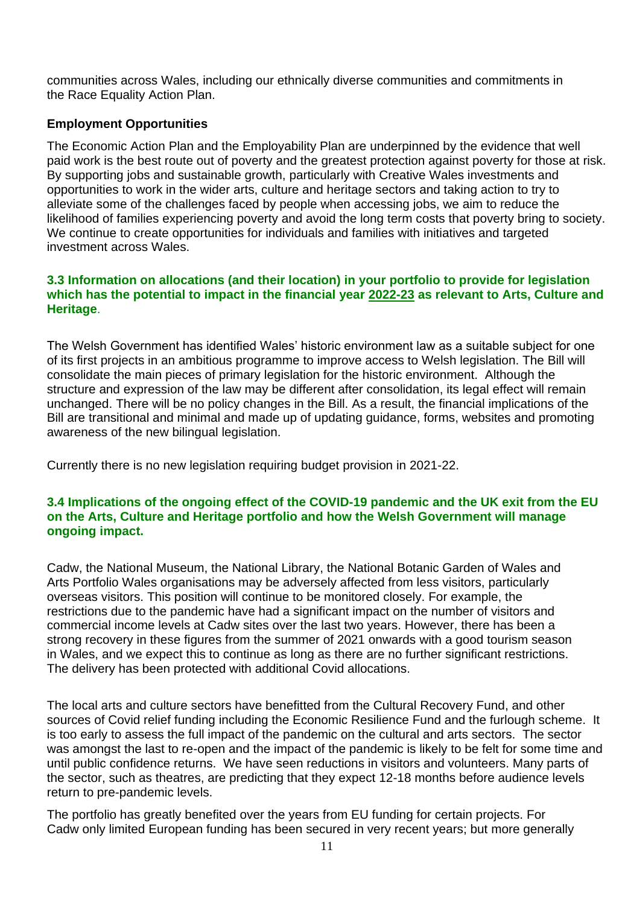communities across Wales, including our ethnically diverse communities and commitments in the Race Equality Action Plan.

**Employment Opportunities**

The Economic Action Plan and the Employability Plan are underpinned by the evidence that well paid work is the best route out of poverty and the greatest protection against poverty for those at risk. By supporting jobs and sustainable growth, particularly with Creative Wales investments and opportunities to work in the wider arts, culture and heritage sectors and taking action to try to alleviate some of the challenges faced by people when accessing jobs, we aim to reduce the likelihood of families experiencing poverty and avoid the long term costs that poverty bring to society. We continue to create opportunities for individuals and families with initiatives and targeted investment across Wales.

### 3.3 Information on allocations (and their location) in your portfolio to provide for legislation which has the potential to impact in the financial year 2022-23 as relevant to Arts, Culture and Heritage.

The Welsh Government has identified Wales' historic environment law as a suitable subject for one of its first projects in an ambitious programme to improve access to Welsh legislation. The Bill will consolidate the main pieces of primary legislation for the historic environment. Although the structure and expression of the law may be different after consolidation, its legal effect will remain unchanged. There will be no policy changes in the Bill. As a result, the financial implications of the Bill are transitional and minimal and made up of updating guidance, forms, websites and promoting awareness of the new bilingual legislation.

Currently there is no new legislation requiring budget provision in 2021-22.

### 3.4 Implications of the ongoing effect of the COVID-19 pandemic and the UK exit from the EU on the Arts, Culture and Heritage portfolio and how the Welsh Government will manage ongoing impact.

Cadw, the National Museum, the National Library, the National Botanic Garden of Wales and Arts Portfolio Wales organisations may be adversely affected from less visitors, particularly overseas visitors. This position will continue to be monitored closely. For example, the restrictions due to the pandemic have had a significant impact on the number of visitors and commercial income levels at Cadw sites over the last two years. However, there has been a strong recovery in these figures from the summer of 2021 onwards with a good tourism season in Wales, and we expect this to continue as long as there are no further significant restrictions. The delivery has been protected with additional Covid allocations.

The local arts and culture sectors have benefitted from the Cultural Recovery Fund, and other sources of Covid relief funding including the Economic Resilience Fund and the furlough scheme. It is too early to assess the full impact of the pandemic on the cultural and arts sectors. The sector was amongst the last to re-open and the impact of the pandemic is likely to be felt for some time and until public confidence returns. We have seen reductions in visitors and volunteers. Many parts of the sector, such as theatres, are predicting that they expect 12-18 months before audience levels return to pre-pandemic levels.

The portfolio has greatly benefited over the years from EU funding for certain projects. For Cadw only limited European funding has been secured in very recent years; but more generally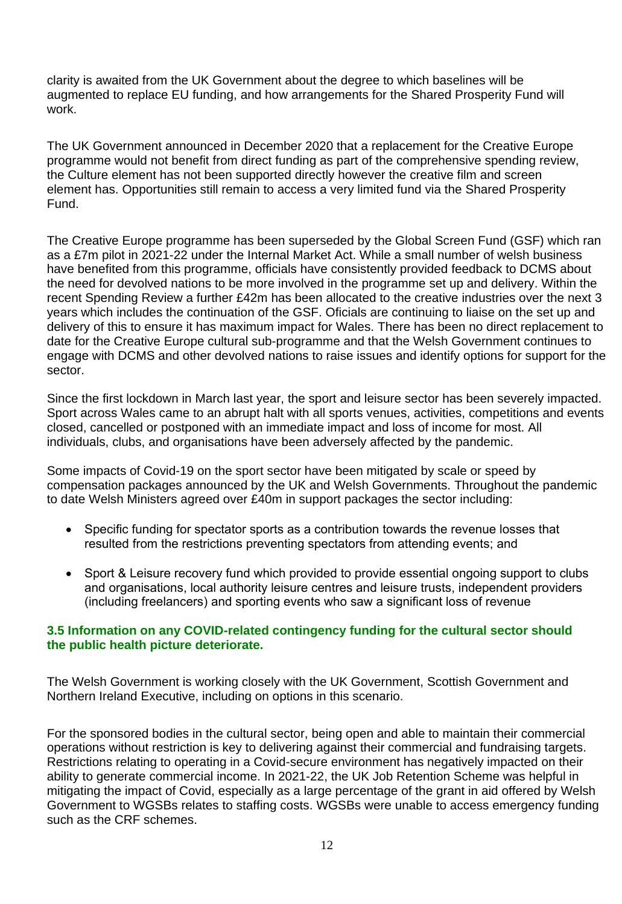clarity is awaited from the UK Government about the degree to which baselines will be augmented to replace EU funding, and how arrangements for the Shared Prosperity Fund will work.

The UK Government announced in December 2020 that a replacement for the Creative Europe programme would not benefit from direct funding as part of the comprehensive spending review, the Culture element has not been supported directly however the creative film and screen element has. Opportunities still remain to access a very limited fund via the Shared Prosperity Fund.

The Creative Europe programme has been superseded by the Global Screen Fund (GSF) which ran as a £7m pilot in 2021-22 under the Internal Market Act. While a small number of welsh business have benefited from this programme, officials have consistently provided feedback to DCMS about the need for devolved nations to be more involved in the programme set up and delivery. Within the recent Spending Review a further £42m has been allocated to the creative industries over the next 3 years which includes the continuation of the GSF. Oficials are continuing to liaise on the set up and delivery of this to ensure it has maximum impact for Wales. There has been no direct replacement to date for the Creative Europe cultural sub-programme and that the Welsh Government continues to engage with DCMS and other devolved nations to raise issues and identify options for support for the sector.

Since the first lockdown in March last year, the sport and leisure sector has been severely impacted. Sport across Wales came to an abrupt halt with all sports venues, activities, competitions and events closed, cancelled or postponed with an immediate impact and loss of income for most. All individuals, clubs, and organisations have been adversely affected by the pandemic.

Some impacts of Covid-19 on the sport sector have been mitigated by scale or speed by compensation packages announced by the UK and Welsh Governments. Throughout the pandemic to date Welsh Ministers agreed over £40m in support packages the sector including:

- Specific funding for spectator sports as a contribution towards the revenue losses that resulted from the restrictions preventing spectators from attending events; and
- Sport & Leisure recovery fund which provided to provide essential ongoing support to clubs and organisations, local authority leisure centres and leisure trusts, independent providers (including freelancers) and sporting events who saw a significant loss of revenue

### 3.5 Information on any COVID-related contingency funding for the cultural sector should the public health picture deteriorate.

The Welsh Government is working closely with the UK Government, Scottish Government and Northern Ireland Executive, including on options in this scenario.

For the sponsored bodies in the cultural sector, being open and able to maintain their commercial operations without restriction is key to delivering against their commercial and fundraising targets. Restrictions relating to operating in a Covid-secure environment has negatively impacted on their ability to generate commercial income. In 2021-22, the UK Job Retention Scheme was helpful in mitigating the impact of Covid, especially as a large percentage of the grant in aid offered by Welsh Government to WGSBs relates to staffing costs. WGSBs were unable to access emergency funding such as the CRF schemes.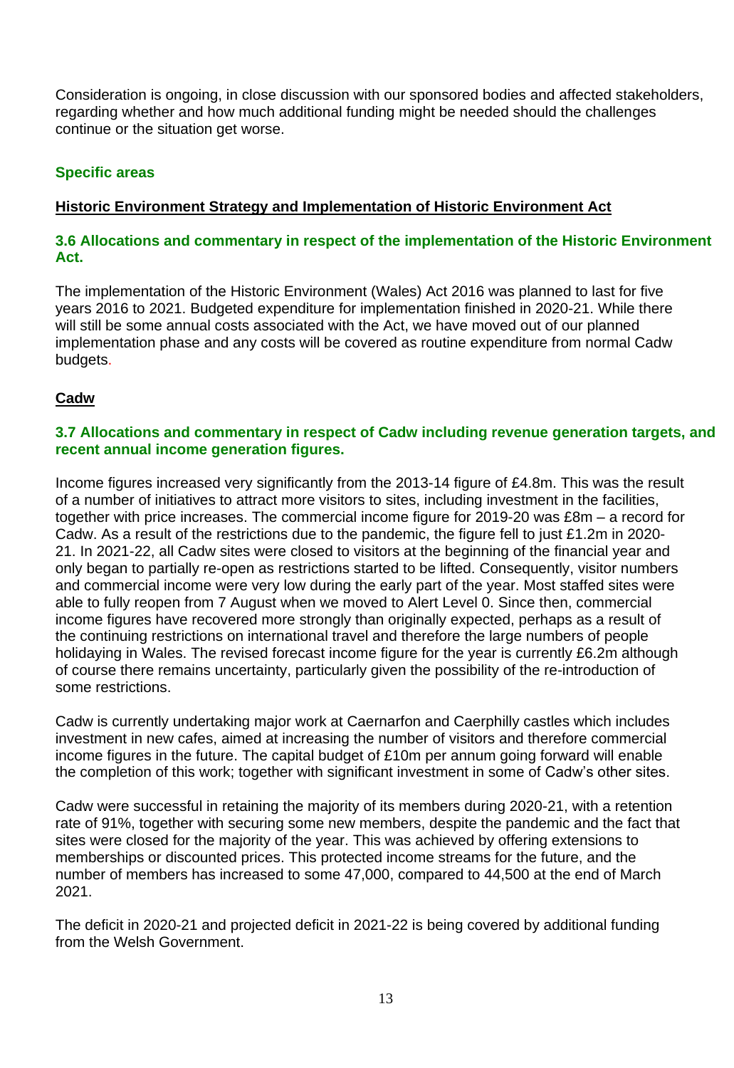Consideration is ongoing, in close discussion with our sponsored bodies and affected stakeholders, regarding whether and how much additional funding might be needed should the challenges continue or the situation get worse.

## Specific areas

### Historic Environment Strategy and Implementation of Historic Environment Act

#### 3.6 Allocations and commentary in respect of the implementation of the Historic Environment Act.

The implementation of the Historic Environment (Wales) Act 2016 was planned to last for five years 2016 to 2021. Budgeted expenditure for implementation finished in 2020-21. While there will still be some annual costs associated with the Act, we have moved out of our planned implementation phase and any costs will be covered as routine expenditure from normal Cadw budgets.

### Cadw

#### 3.7 Allocations and commentary in respect of Cadw including revenue generation targets, and recent annual income generation figures.

Income figures increased very significantly from the 2013-14 figure of £4.8m. This was the result of a number of initiatives to attract more visitors to sites, including investment in the facilities, together with price increases. The commercial income figure for 2019-20 was £8m – a record for Cadw. As a result of the restrictions due to the pandemic, the figure fell to just £1.2m in 2020-21. In 2021-22, all Cadw sites were closed to visitors at the beginning of the financial year and only began to partially re-open as restrictions started to be lifted. Consequently, visitor numbers and commercial income were very low during the early part of the year. Most staffed sites were able to fully reopen from 7 August when we moved to Alert Level 0. Since then, commercial income figures have recovered more strongly than originally expected, perhaps as a result of the continuing restrictions on international travel and therefore the large numbers of people holidaying in Wales. The revised forecast income figure for the year is currently £6.2m although of course there remains uncertainty, particularly given the possibility of the re-introduction of some restrictions.

Cadw is currently undertaking major work at Caernarfon and Caerphilly castles which includes investment in new cafes, aimed at increasing the number of visitors and therefore commercial income figures in the future. The capital budget of £10m per annum going forward will enable the completion of this work; together with significant investment in some of Cadw's other sites.

Cadw were successful in retaining the majority of its members during 2020-21, with a retention rate of 91%, together with securing some new members, despite the pandemic and the fact that sites were closed for the majority of the year. This was achieved by offering extensions to memberships or discounted prices. This protected income streams for the future, and the number of members has increased to some 47,000, compared to 44,500 at the end of March 2021.

The deficit in 2020-21 and projected deficit in 2021-22 is being covered by additional funding from the Welsh Government.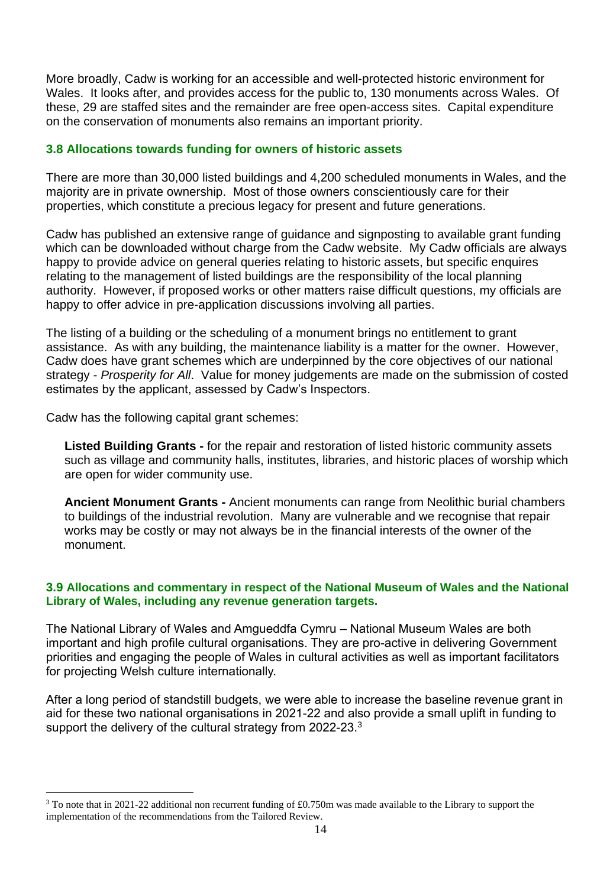More broadly, Cadw is working for an accessible and well-protected historic environment for Wales. It looks after, and provides access for the public to, 130 monuments across Wales. Of these, 29 are staffed sites and the remainder are free open-access sites. Capital expenditure on the conservation of monuments also remains an important priority.

### 3.8 Allocations towards funding for owners of historic assets

There are more than 30,000 listed buildings and 4,200 scheduled monuments in Wales, and the majority are in private ownership. Most of those owners conscientiously care for their properties, which constitute a precious legacy for present and future generations.

Cadw has published an extensive range of guidance and signposting to available grant funding which can be downloaded without charge from the Cadw website. My Cadw officials are always happy to provide advice on general queries relating to historic assets, but specific enquires relating to the management of listed buildings are the responsibility of the local planning authority. However, if proposed works or other matters raise difficult questions, my officials are happy to offer advice in pre-application discussions involving all parties.

The listing of a building or the scheduling of a monument brings no entitlement to grant assistance. As with any building, the maintenance liability is a matter for the owner. However, Cadw does have grant schemes which are underpinned by the core objectives of our national strategy - *Prosperity for All*. Value for money judgements are made on the submission of costed estimates by the applicant, assessed by Cadw's Inspectors.

Cadw has the following capital grant schemes:

**Listed Building Grants -** for the repair and restoration of listed historic community assets such as village and community halls, institutes, libraries, and historic places of worship which are open for wider community use.

**Ancient Monument Grants -** Ancient monuments can range from Neolithic burial chambers to buildings of the industrial revolution. Many are vulnerable and we recognise that repair works may be costly or may not always be in the financial interests of the owner of the monument.

### 3.9 Allocations and commentary in respect of the National Museum of Wales and the National Library of Wales, including any revenue generation targets.

The National Library of Wales and Amgueddfa Cymru – National Museum Wales are both important and high profile cultural organisations. They are pro-active in delivering Government priorities and engaging the people of Wales in cultural activities as well as important facilitators for projecting Welsh culture internationally.

After a long period of standstill budgets, we were able to increase the baseline revenue grant in aid for these two national organisations in 2021-22 and also provide a small uplift in funding to support the delivery of the cultural strategy from 2022-23.[3]

[3] To note that in 2021-22 additional non recurrent funding of £0.750m was made available to the Library to support the implementation of the recommendations from the Tailored Review.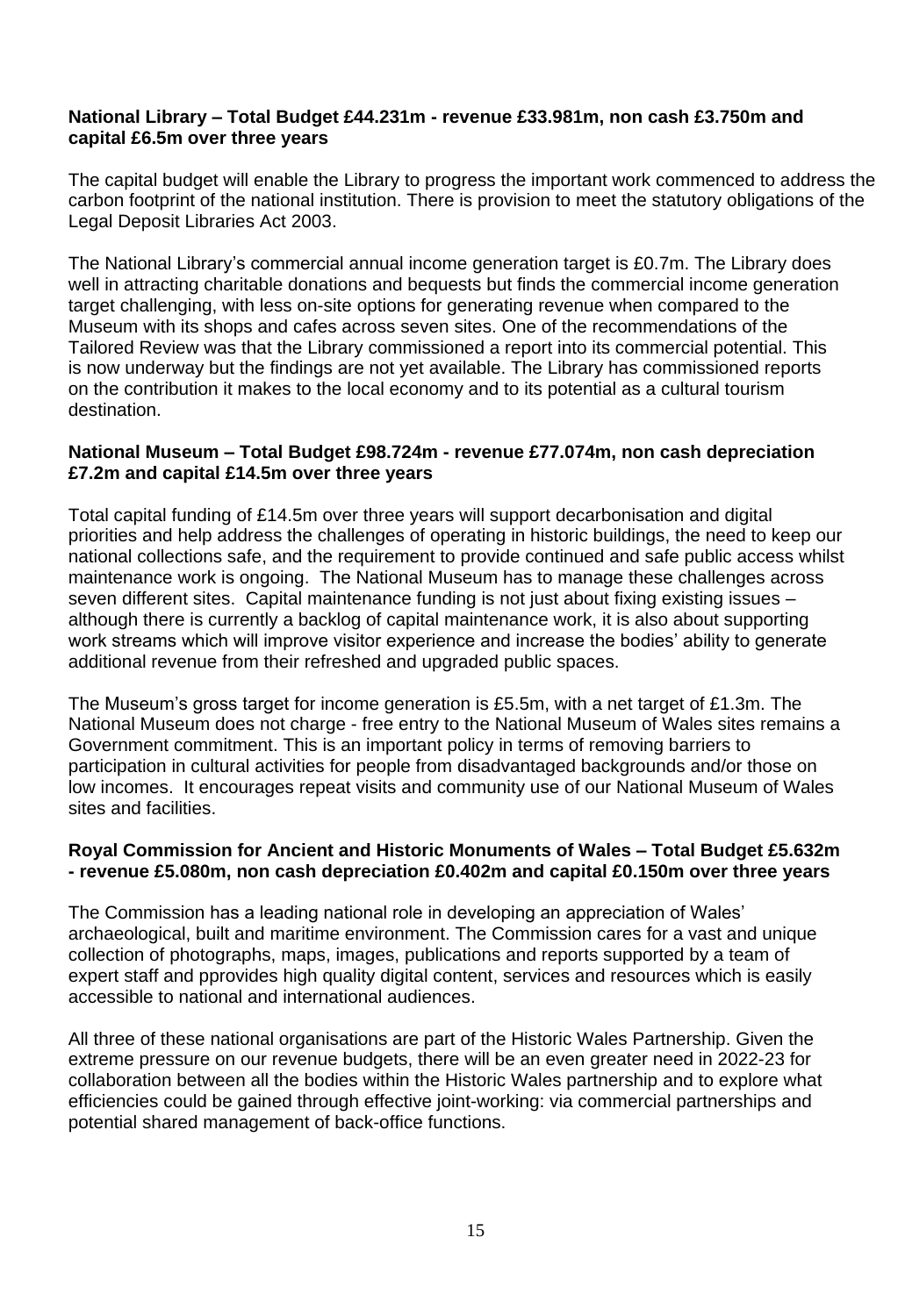**National Library – Total Budget £44.231m - revenue £33.981m, non cash £3.750m and capital £6.5m over three years**

The capital budget will enable the Library to progress the important work commenced to address the carbon footprint of the national institution. There is provision to meet the statutory obligations of the Legal Deposit Libraries Act 2003.

The National Library's commercial annual income generation target is £0.7m. The Library does well in attracting charitable donations and bequests but finds the commercial income generation target challenging, with less on-site options for generating revenue when compared to the Museum with its shops and cafes across seven sites. One of the recommendations of the Tailored Review was that the Library commissioned a report into its commercial potential. This is now underway but the findings are not yet available. The Library has commissioned reports on the contribution it makes to the local economy and to its potential as a cultural tourism destination.

**National Museum – Total Budget £98.724m - revenue £77.074m, non cash depreciation £7.2m and capital £14.5m over three years**

Total capital funding of £14.5m over three years will support decarbonisation and digital priorities and help address the challenges of operating in historic buildings, the need to keep our national collections safe, and the requirement to provide continued and safe public access whilst maintenance work is ongoing. The National Museum has to manage these challenges across seven different sites. Capital maintenance funding is not just about fixing existing issues – although there is currently a backlog of capital maintenance work, it is also about supporting work streams which will improve visitor experience and increase the bodies' ability to generate additional revenue from their refreshed and upgraded public spaces.

The Museum's gross target for income generation is £5.5m, with a net target of £1.3m. The National Museum does not charge - free entry to the National Museum of Wales sites remains a Government commitment. This is an important policy in terms of removing barriers to participation in cultural activities for people from disadvantaged backgrounds and/or those on low incomes. It encourages repeat visits and community use of our National Museum of Wales sites and facilities.

**Royal Commission for Ancient and Historic Monuments of Wales – Total Budget £5.632m - revenue £5.080m, non cash depreciation £0.402m and capital £0.150m over three years**

The Commission has a leading national role in developing an appreciation of Wales' archaeological, built and maritime environment. The Commission cares for a vast and unique collection of photographs, maps, images, publications and reports supported by a team of expert staff and pprovides high quality digital content, services and resources which is easily accessible to national and international audiences.

All three of these national organisations are part of the Historic Wales Partnership. Given the extreme pressure on our revenue budgets, there will be an even greater need in 2022-23 for collaboration between all the bodies within the Historic Wales partnership and to explore what efficiencies could be gained through effective joint-working: via commercial partnerships and potential shared management of back-office functions.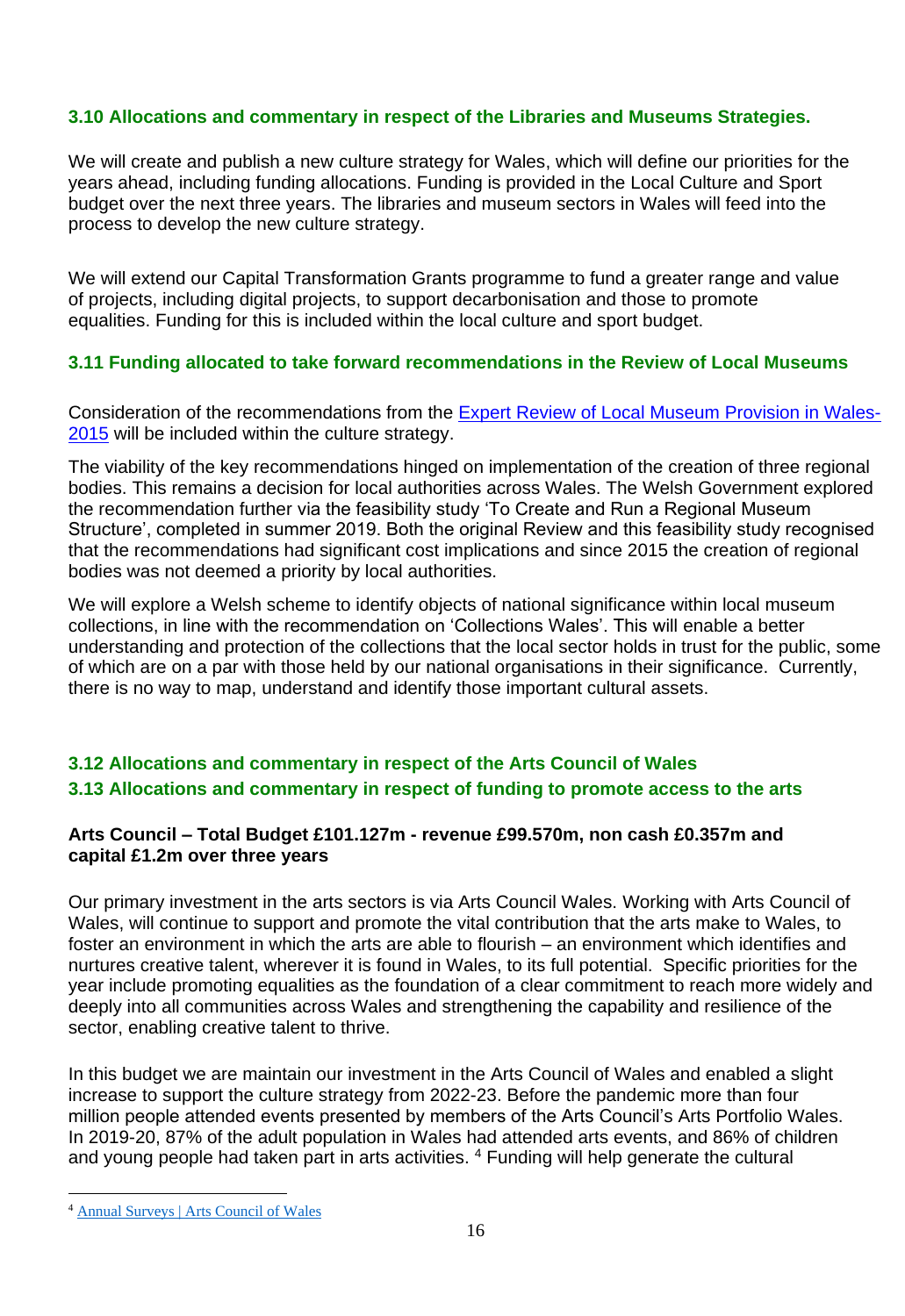### 3.10 Allocations and commentary in respect of the Libraries and Museums Strategies.

We will create and publish a new culture strategy for Wales, which will define our priorities for the years ahead, including funding allocations. Funding is provided in the Local Culture and Sport budget over the next three years. The libraries and museum sectors in Wales will feed into the process to develop the new culture strategy.

We will extend our Capital Transformation Grants programme to fund a greater range and value of projects, including digital projects, to support decarbonisation and those to promote equalities. Funding for this is included within the local culture and sport budget.

### 3.11 Funding allocated to take forward recommendations in the Review of Local Museums

Consideration of the recommendations from the [Expert Review of Local Museum Provision in Wales-2015] will be included within the culture strategy.

The viability of the key recommendations hinged on implementation of the creation of three regional bodies. This remains a decision for local authorities across Wales. The Welsh Government explored the recommendation further via the feasibility study 'To Create and Run a Regional Museum Structure', completed in summer 2019. Both the original Review and this feasibility study recognised that the recommendations had significant cost implications and since 2015 the creation of regional bodies was not deemed a priority by local authorities.

We will explore a Welsh scheme to identify objects of national significance within local museum collections, in line with the recommendation on 'Collections Wales'. This will enable a better understanding and protection of the collections that the local sector holds in trust for the public, some of which are on a par with those held by our national organisations in their significance. Currently, there is no way to map, understand and identify those important cultural assets.

### 3.12 Allocations and commentary in respect of the Arts Council of Wales

### 3.13 Allocations and commentary in respect of funding to promote access to the arts

**Arts Council – Total Budget £101.127m - revenue £99.570m, non cash £0.357m and capital £1.2m over three years**

Our primary investment in the arts sectors is via Arts Council Wales. Working with Arts Council of Wales, will continue to support and promote the vital contribution that the arts make to Wales, to foster an environment in which the arts are able to flourish – an environment which identifies and nurtures creative talent, wherever it is found in Wales, to its full potential. Specific priorities for the year include promoting equalities as the foundation of a clear commitment to reach more widely and deeply into all communities across Wales and strengthening the capability and resilience of the sector, enabling creative talent to thrive.

In this budget we are maintain our investment in the Arts Council of Wales and enabled a slight increase to support the culture strategy from 2022-23. Before the pandemic more than four million people attended events presented by members of the Arts Council's Arts Portfolio Wales. In 2019-20, 87% of the adult population in Wales had attended arts events, and 86% of children and young people had taken part in arts activities. [4] Funding will help generate the cultural

[4] Annual Surveys | Arts Council of Wales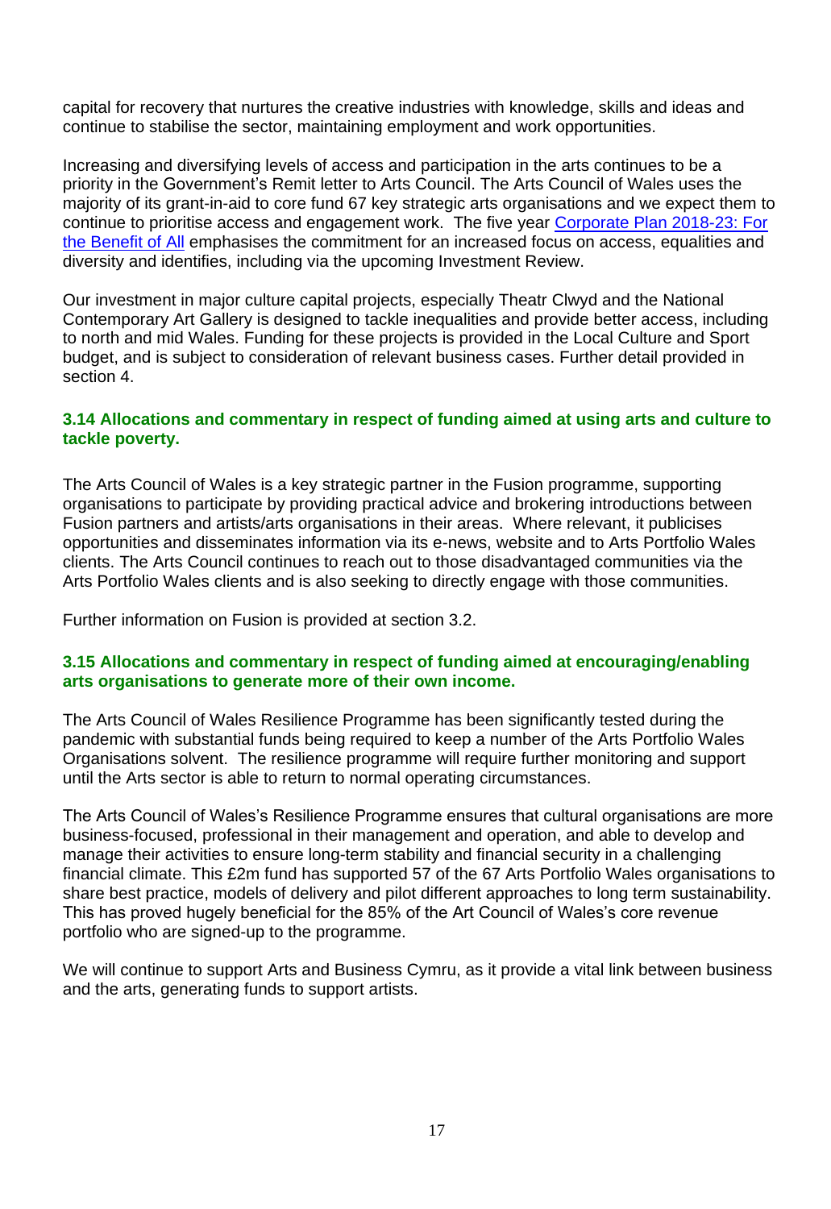capital for recovery that nurtures the creative industries with knowledge, skills and ideas and continue to stabilise the sector, maintaining employment and work opportunities.

Increasing and diversifying levels of access and participation in the arts continues to be a priority in the Government's Remit letter to Arts Council. The Arts Council of Wales uses the majority of its grant-in-aid to core fund 67 key strategic arts organisations and we expect them to continue to prioritise access and engagement work. The five year [Corporate Plan 2018-23: For the Benefit of All] emphasises the commitment for an increased focus on access, equalities and diversity and identifies, including via the upcoming Investment Review.

Our investment in major culture capital projects, especially Theatr Clwyd and the National Contemperary Art Gallery is designed to tackle inequalities and provide better access, including to north and mid Wales. Funding for these projects is provided in the Local Culture and Sport budget, and is subject to consideration of relevant business cases. Further detail provided in section 4.

### 3.14 Allocations and commentary in respect of funding aimed at using arts and culture to tackle poverty.

The Arts Council of Wales is a key strategic partner in the Fusion programme, supporting organisations to participate by providing practical advice and brokering introductions between Fusion partners and artists/arts organisations in their areas. Where relevant, it publicises opportunities and disseminates information via its e-news, website and to Arts Portfolio Wales clients. The Arts Council continues to reach out to those disadvantaged communities via the Arts Portfolio Wales clients and is also seeking to directly engage with those communities.

Further information on Fusion is provided at section 3.2.

### 3.15 Allocations and commentary in respect of funding aimed at encouraging/enabling arts organisations to generate more of their own income.

The Arts Council of Wales Resilience Programme has been significantly tested during the pandemic with substantial funds being required to keep a number of the Arts Portfolio Wales Organisations solvent. The resilience programme will require further monitoring and support until the Arts sector is able to return to normal operating circumstances.

The Arts Council of Wales's Resilience Programme ensures that cultural organisations are more business-focused, professional in their management and operation, and able to develop and manage their activities to ensure long-term stability and financial security in a challenging financial climate. This £2m fund has supported 57 of the 67 Arts Portfolio Wales organisations to share best practice, models of delivery and pilot different approaches to long term sustainability. This has proved hugely beneficial for the 85% of the Art Council of Wales's core revenue portfolio who are signed-up to the programme.

We will continue to support Arts and Business Cymru, as it provide a vital link between business and the arts, generating funds to support artists.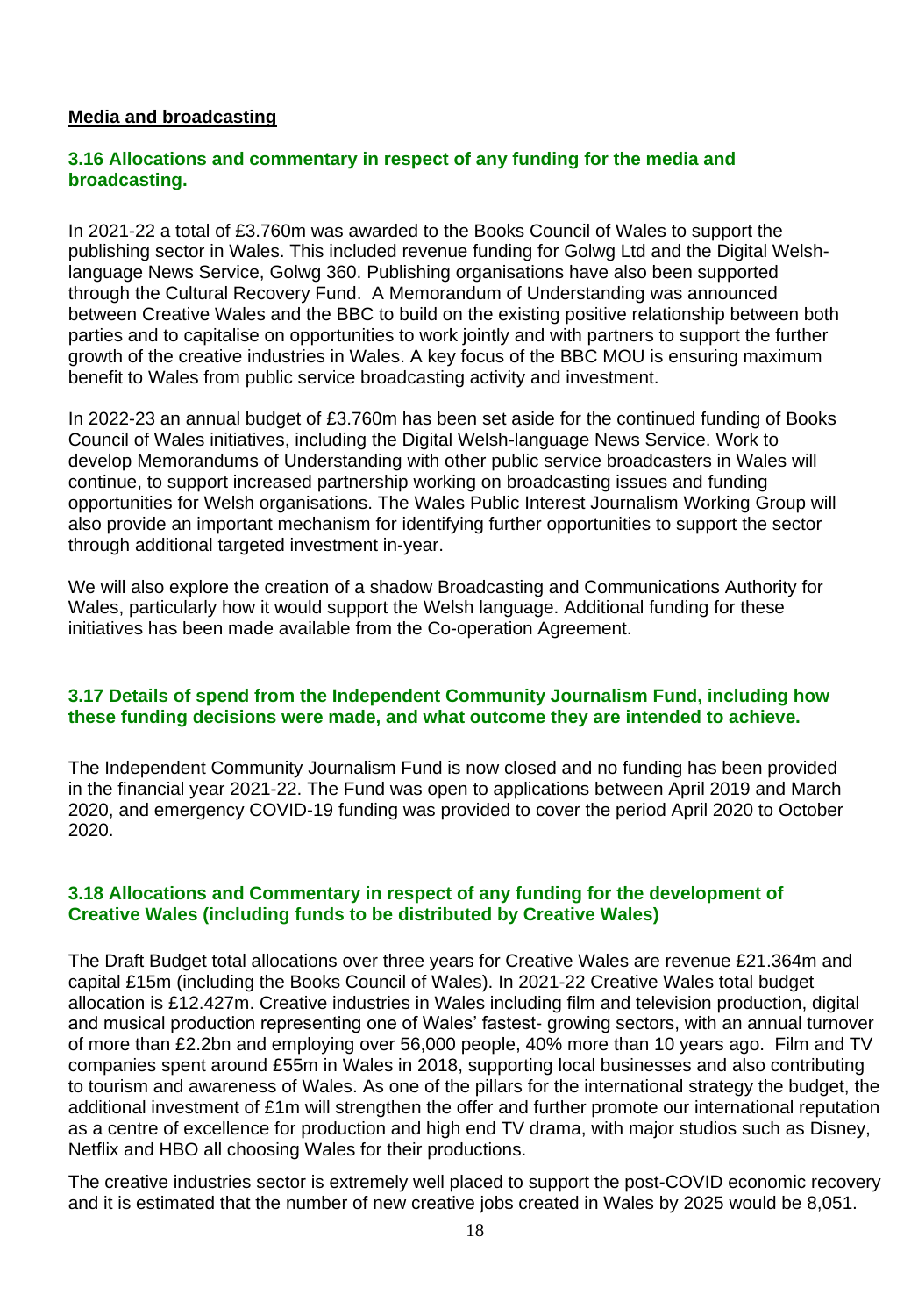**Media and broadcasting**

### 3.16 Allocations and commentary in respect of any funding for the media and broadcasting.

In 2021-22 a total of £3.760m was awarded to the Books Council of Wales to support the publishing sector in Wales. This included revenue funding for Golwg Ltd and the Digital Welsh-language News Service, Golwg 360. Publishing organisations have also been supported through the Cultural Recovery Fund. A Memorandum of Understanding was announced between Creative Wales and the BBC to build on the existing positive relationship between both parties and to capitalise on opportunities to work jointly and with partners to support the further growth of the creative industries in Wales. A key focus of the BBC MOU is ensuring maximum benefit to Wales from public service broadcasting activity and investment.

In 2022-23 an annual budget of £3.760m has been set aside for the continued funding of Books Council of Wales initiatives, including the Digital Welsh-language News Service. Work to develop Memorandums of Understanding with other public service broadcasters in Wales will continue, to support increased partnership working on broadcasting issues and funding opportunities for Welsh organisations. The Wales Public Interest Journalism Working Group will also provide an important mechanism for identifying further opportunities to support the sector through additional targeted investment in-year.

We will also explore the creation of a shadow Broadcasting and Communications Authority for Wales, particularly how it would support the Welsh language. Additional funding for these initiatives has been made available from the Co-operation Agreement.

### 3.17 Details of spend from the Independent Community Journalism Fund, including how these funding decisions were made, and what outcome they are intended to achieve.

The Independent Community Journalism Fund is now closed and no funding has been provided in the financial year 2021-22. The Fund was open to applications between April 2019 and March 2020, and emergency COVID-19 funding was provided to cover the period April 2020 to October 2020.

### 3.18 Allocations and Commentary in respect of any funding for the development of Creative Wales (including funds to be distributed by Creative Wales)

The Draft Budget total allocations over three years for Creative Wales are revenue £21.364m and capital £15m (including the Books Council of Wales). In 2021-22 Creative Wales total budget allocation is £12.427m. Creative industries in Wales including film and television production, digital and musical production representing one of Wales' fastest- growing sectors, with an annual turnover of more than £2.2bn and employing over 56,000 people, 40% more than 10 years ago. Film and TV companies spent around £55m in Wales in 2018, supporting local businesses and also contributing to tourism and awareness of Wales. As one of the pillars for the international strategy the budget, the additional investment of £1m will strengthen the offer and further promote our international reputation as a centre of excellence for production and high end TV drama, with major studios such as Disney, Netflix and HBO all choosing Wales for their productions.

The creative industries sector is extremely well placed to support the post-COVID economic recovery and it is estimated that the number of new creative jobs created in Wales by 2025 would be 8,051.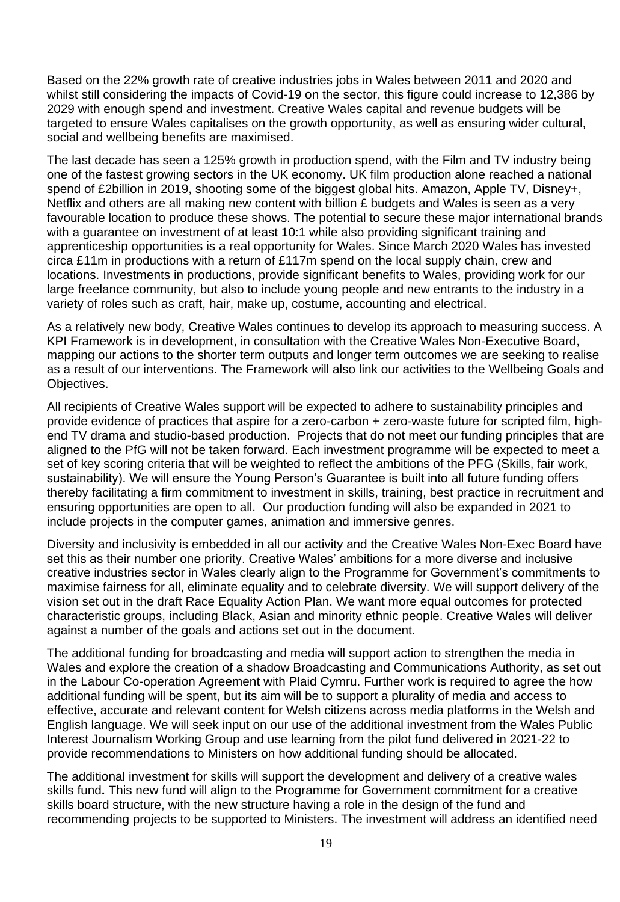Based on the 22% growth rate of creative industries jobs in Wales between 2011 and 2020 and whilst still considering the impacts of Covid-19 on the sector, this figure could increase to 12,386 by 2029 with enough spend and investment. Creative Wales capital and revenue budgets will be targeted to ensure Wales capitalises on the growth opportunity, as well as ensuring wider cultural, social and wellbeing benefits are maximised.

The last decade has seen a 125% growth in production spend, with the Film and TV industry being one of the fastest growing sectors in the UK economy. UK film production alone reached a national spend of £2billion in 2019, shooting some of the biggest global hits. Amazon, Apple TV, Disney+, Netflix and others are all making new content with billion £ budgets and Wales is seen as a very favourable location to produce these shows. The potential to secure these major international brands with a guarantee on investment of at least 10:1 while also providing significant training and apprenticeship opportunities is a real opportunity for Wales. Since March 2020 Wales has invested circa £11m in productions with a return of £117m spend on the local supply chain, crew and locations. Investments in productions, provide significant benefits to Wales, providing work for our large freelance community, but also to include young people and new entrants to the industry in a variety of roles such as craft, hair, make up, costume, accounting and electrical.

As a relatively new body, Creative Wales continues to develop its approach to measuring success. A KPI Framework is in development, in consultation with the Creative Wales Non-Executive Board, mapping our actions to the shorter term outputs and longer term outcomes we are seeking to realise as a result of our interventions. The Framework will also link our activities to the Wellbeing Goals and Objectives.

All recipients of Creative Wales support will be expected to adhere to sustainability principles and provide evidence of practices that aspire for a zero-carbon + zero-waste future for scripted film, high-end TV drama and studio-based production. Projects that do not meet our funding principles that are aligned to the PfG will not be taken forward. Each investment programme will be expected to meet a set of key scoring criteria that will be weighted to reflect the ambitions of the PFG (Skills, fair work, sustainability). We will ensure the Young Person's Guarantee is built into all future funding offers thereby facilitating a firm commitment to investment in skills, training, best practice in recruitment and ensuring opportunities are open to all. Our production funding will also be expanded in 2021 to include projects in the computer games, animation and immersive genres.

Diversity and inclusivity is embedded in all our activity and the Creative Wales Non-Exec Board have set this as their number one priority. Creative Wales' ambitions for a more diverse and inclusive creative industries sector in Wales clearly align to the Programme for Government's commitments to maximise fairness for all, eliminate equality and to celebrate diversity. We will support delivery of the vision set out in the draft Race Equality Action Plan. We want more equal outcomes for protected characteristic groups, including Black, Asian and minority ethnic people. Creative Wales will deliver against a number of the goals and actions set out in the document.

The additional funding for broadcasting and media will support action to strengthen the media in Wales and explore the creation of a shadow Broadcasting and Communications Authority, as set out in the Labour Co-operation Agreement with Plaid Cymru. Further work is required to agree the how additional funding will be spent, but its aim will be to support a plurality of media and access to effective, accurate and relevant content for Welsh citizens across media platforms in the Welsh and English language. We will seek input on our use of the additional investment from the Wales Public Interest Journalism Working Group and use learning from the pilot fund delivered in 2021-22 to provide recommendations to Ministers on how additional funding should be allocated.

The additional investment for skills will support the development and delivery of a creative wales skills fund**.** This new fund will align to the Programme for Government commitment for a creative skills board structure, with the new structure having a role in the design of the fund and recommending projects to be supported to Ministers. The investment will address an identified need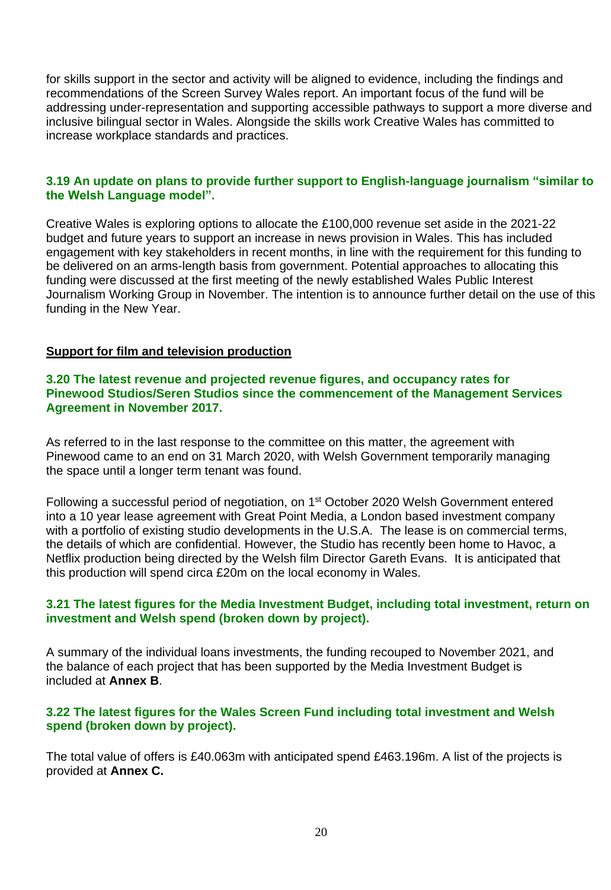for skills support in the sector and activity will be aligned to evidence, including the findings and recommendations of the Screen Survey Wales report. An important focus of the fund will be addressing under-representation and supporting accessible pathways to support a more diverse and inclusive bilingual sector in Wales. Alongside the skills work Creative Wales has committed to increase workplace standards and practices.

### 3.19 An update on plans to provide further support to English-language journalism "similar to the Welsh Language model".

Creative Wales is exploring options to allocate the £100,000 revenue set aside in the 2021-22 budget and future years to support an increase in news provision in Wales. This has included engagement with key stakeholders in recent months, in line with the requirement for this funding to be delivered on an arms-length basis from government. Potential approaches to allocating this funding were discussed at the first meeting of the newly established Wales Public Interest Journalism Working Group in November. The intention is to announce further detail on the use of this funding in the New Year.

## Support for film and television production

### 3.20 The latest revenue and projected revenue figures, and occupancy rates for Pinewood Studios/Seren Studios since the commencement of the Management Services Agreement in November 2017.

As referred to in the last response to the committee on this matter, the agreement with Pinewood came to an end on 31 March 2020, with Welsh Government temporarily managing the space until a longer term tenant was found.

Following a successful period of negotiation, on 1st October 2020 Welsh Government entered into a 10 year lease agreement with Great Point Media, a London based investment company with a portfolio of existing studio developments in the U.S.A. The lease is on commercial terms, the details of which are confidential. However, the Studio has recently been home to Havoc, a Netflix production being directed by the Welsh film Director Gareth Evans. It is anticipated that this production will spend circa £20m on the local economy in Wales.

### 3.21 The latest figures for the Media Investment Budget, including total investment, return on investment and Welsh spend (broken down by project).

A summary of the individual loans investments, the funding recouped to November 2021, and the balance of each project that has been supported by the Media Investment Budget is included at **Annex B**.

### 3.22 The latest figures for the Wales Screen Fund including total investment and Welsh spend (broken down by project).

The total value of offers is £40.063m with anticipated spend £463.196m. A list of the projects is provided at **Annex C.**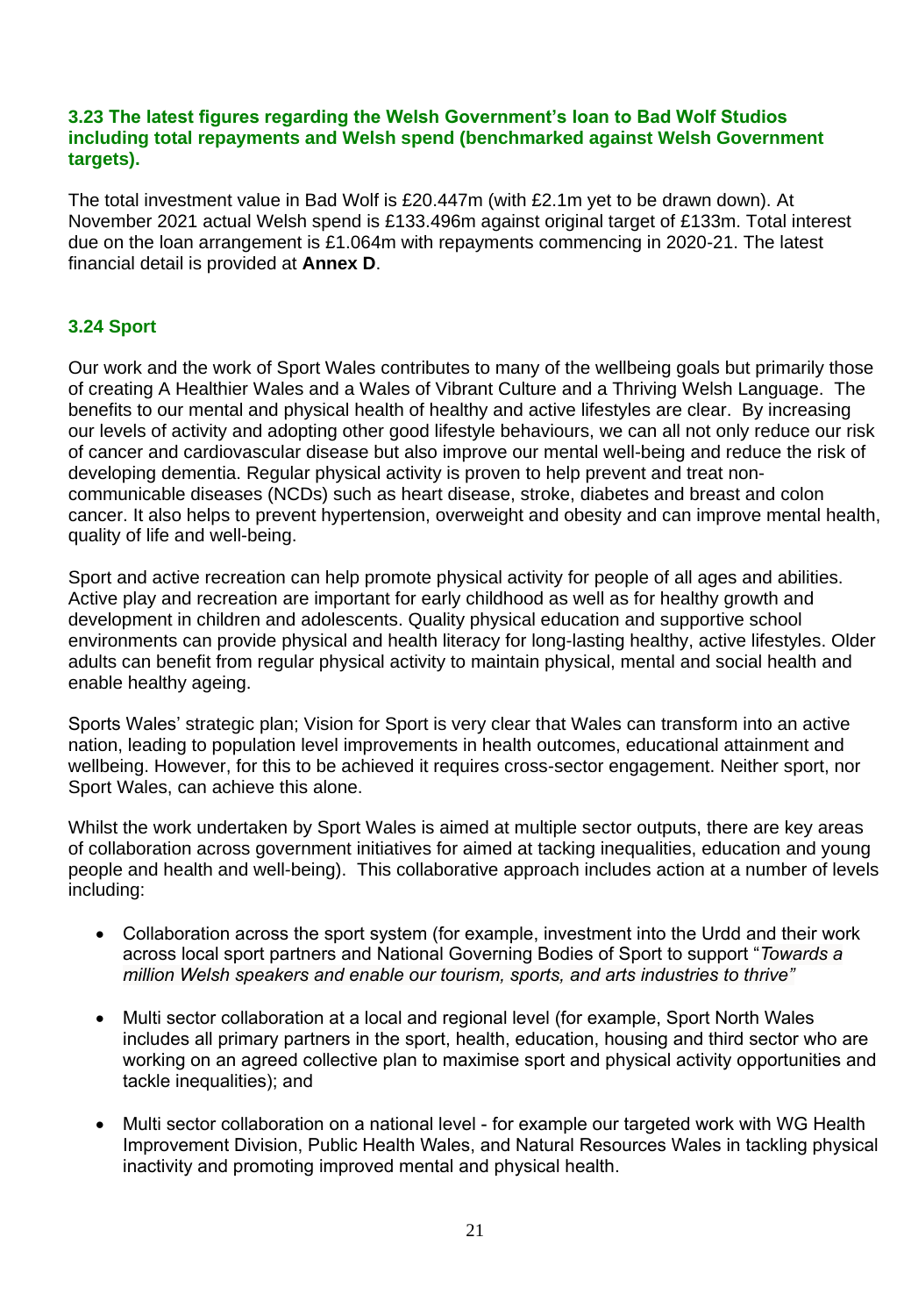### 3.23 The latest figures regarding the Welsh Government's loan to Bad Wolf Studios including total repayments and Welsh spend (benchmarked against Welsh Government targets).

The total investment value in Bad Wolf is £20.447m (with £2.1m yet to be drawn down). At November 2021 actual Welsh spend is £133.496m against original target of £133m. Total interest due on the loan arrangement is £1.064m with repayments commencing in 2020-21. The latest financial detail is provided at **Annex D**.

### 3.24 Sport

Our work and the work of Sport Wales contributes to many of the wellbeing goals but primarily those of creating A Healthier Wales and a Wales of Vibrant Culture and a Thriving Welsh Language. The benefits to our mental and physical health of healthy and active lifestyles are clear. By increasing our levels of activity and adopting other good lifestyle behaviours, we can all not only reduce our risk of cancer and cardiovascular disease but also improve our mental well-being and reduce the risk of developing dementia. Regular physical activity is proven to help prevent and treat non-communicable diseases (NCDs) such as heart disease, stroke, diabetes and breast and colon cancer. It also helps to prevent hypertension, overweight and obesity and can improve mental health, quality of life and well-being.

Sport and active recreation can help promote physical activity for people of all ages and abilities. Active play and recreation are important for early childhood as well as for healthy growth and development in children and adolescents. Quality physical education and supportive school environments can provide physical and health literacy for long-lasting healthy, active lifestyles. Older adults can benefit from regular physical activity to maintain physical, mental and social health and enable healthy ageing.

Sports Wales' strategic plan; Vision for Sport is very clear that Wales can transform into an active nation, leading to population level improvements in health outcomes, educational attainment and wellbeing. However, for this to be achieved it requires cross-sector engagement. Neither sport, nor Sport Wales, can achieve this alone.

Whilst the work undertaken by Sport Wales is aimed at multiple sector outputs, there are key areas of collaboration across government initiatives for aimed at tacking inequalities, education and young people and health and well-being). This collaborative approach includes action at a number of levels including:

- Collaboration across the sport system (for example, investment into the Urdd and their work across local sport partners and National Governing Bodies of Sport to support "*Towards a million Welsh speakers and enable our tourism, sports, and arts industries to thrive"*
- Multi sector collaboration at a local and regional level (for example, Sport North Wales includes all primary partners in the sport, health, education, housing and third sector who are working on an agreed collective plan to maximise sport and physical activity opportunities and tackle inequalities); and
- Multi sector collaboration on a national level - for example our targeted work with WG Health Improvement Division, Public Health Wales, and Natural Resources Wales in tackling physical inactivity and promoting improved mental and physical health.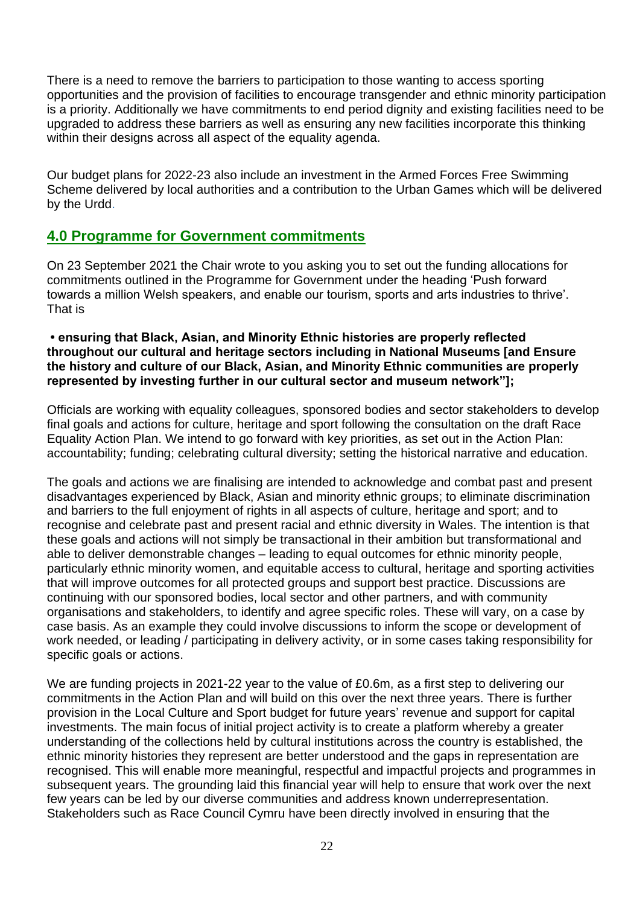There is a need to remove the barriers to participation to those wanting to access sporting opportunities and the provision of facilities to encourage transgender and ethnic minority participation is a priority. Additionally we have commitments to end period dignity and existing facilities need to be upgraded to address these barriers as well as ensuring any new facilities incorporate this thinking within their designs across all aspect of the equality agenda.

Our budget plans for 2022-23 also include an investment in the Armed Forces Free Swimming Scheme delivered by local authorities and a contribution to the Urban Games which will be delivered by the Urdd.

## 4.0 Programme for Government commitments

On 23 September 2021 the Chair wrote to you asking you to set out the funding allocations for commitments outlined in the Programme for Government under the heading 'Push forward towards a million Welsh speakers, and enable our tourism, sports and arts industries to thrive'. That is

- **ensuring that Black, Asian, and Minority Ethnic histories are properly reflected throughout our cultural and heritage sectors including in National Museums [and Ensure the history and culture of our Black, Asian, and Minority Ethnic communities are properly represented by investing further in our cultural sector and museum network"];**

Officials are working with equality colleagues, sponsored bodies and sector stakeholders to develop final goals and actions for culture, heritage and sport following the consultation on the draft Race Equality Action Plan. We intend to go forward with key priorities, as set out in the Action Plan: accountability; funding; celebrating cultural diversity; setting the historical narrative and education.

The goals and actions we are finalising are intended to acknowledge and combat past and present disadvantages experienced by Black, Asian and minority ethnic groups; to eliminate discrimination and barriers to the full enjoyment of rights in all aspects of culture, heritage and sport; and to recognise and celebrate past and present racial and ethnic diversity in Wales. The intention is that these goals and actions will not simply be transactional in their ambition but transformational and able to deliver demonstrable changes – leading to equal outcomes for ethnic minority people, particularly ethnic minority women, and equitable access to cultural, heritage and sporting activities that will improve outcomes for all protected groups and support best practice. Discussions are continuing with our sponsored bodies, local sector and other partners, and with community organisations and stakeholders, to identify and agree specific roles. These will vary, on a case by case basis. As an example they could involve discussions to inform the scope or development of work needed, or leading / participating in delivery activity, or in some cases taking responsibility for specific goals or actions.

We are funding projects in 2021-22 year to the value of £0.6m, as a first step to delivering our commitments in the Action Plan and will build on this over the next three years. There is further provision in the Local Culture and Sport budget for future years' revenue and support for capital investments. The main focus of initial project activity is to create a platform whereby a greater understanding of the collections held by cultural institutions across the country is established, the ethnic minority histories they represent are better understood and the gaps in representation are recognised. This will enable more meaningful, respectful and impactful projects and programmes in subsequent years. The grounding laid this financial year will help to ensure that work over the next few years can be led by our diverse communities and address known underrepresentation. Stakeholders such as Race Council Cymru have been directly involved in ensuring that the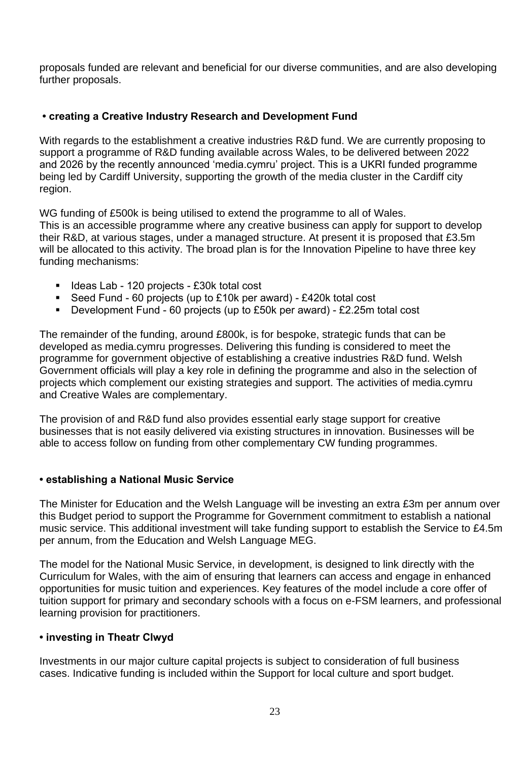proposals funded are relevant and beneficial for our diverse communities, and are also developing further proposals.

**• creating a Creative Industry Research and Development Fund**

With regards to the establishment a creative industries R&D fund. We are currently proposing to support a programme of R&D funding available across Wales, to be delivered between 2022 and 2026 by the recently announced 'media.cymru' project. This is a UKRI funded programme being led by Cardiff University, supporting the growth of the media cluster in the Cardiff city region.

WG funding of £500k is being utilised to extend the programme to all of Wales.
This is an accessible programme where any creative business can apply for support to develop their R&D, at various stages, under a managed structure. At present it is proposed that £3.5m will be allocated to this activity. The broad plan is for the Innovation Pipeline to have three key funding mechanisms:

- Ideas Lab - 120 projects - £30k total cost
- Seed Fund - 60 projects (up to £10k per award) - £420k total cost
- Development Fund - 60 projects (up to £50k per award) - £2.25m total cost

The remainder of the funding, around £800k, is for bespoke, strategic funds that can be developed as media.cymru progresses. Delivering this funding is considered to meet the programme for government objective of establishing a creative industries R&D fund. Welsh Government officials will play a key role in defining the programme and also in the selection of projects which complement our existing strategies and support. The activities of media.cymru and Creative Wales are complementary.

The provision of and R&D fund also provides essential early stage support for creative businesses that is not easily delivered via existing structures in innovation. Businesses will be able to access follow on funding from other complementary CW funding programmes.

**• establishing a National Music Service**

The Minister for Education and the Welsh Language will be investing an extra £3m per annum over this Budget period to support the Programme for Government commitment to establish a national music service. This additional investment will take funding support to establish the Service to £4.5m per annum, from the Education and Welsh Language MEG.

The model for the National Music Service, in development, is designed to link directly with the Curriculum for Wales, with the aim of ensuring that learners can access and engage in enhanced opportunities for music tuition and experiences. Key features of the model include a core offer of tuition support for primary and secondary schools with a focus on e-FSM learners, and professional learning provision for practitioners.

**• investing in Theatr Clwyd**

Investments in our major culture capital projects is subject to consideration of full business cases. Indicative funding is included within the Support for local culture and sport budget.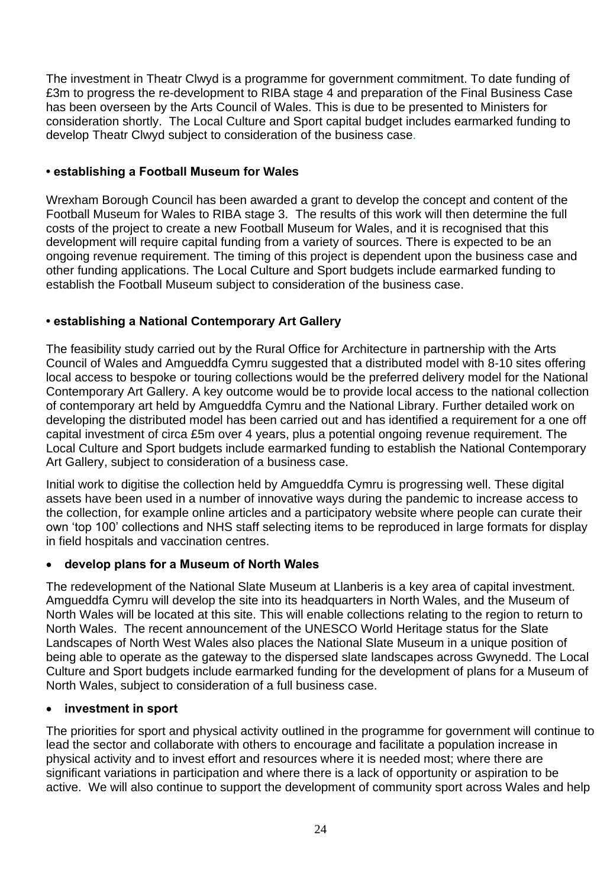The investment in Theatr Clwyd is a programme for government commitment. To date funding of £3m to progress the re-development to RIBA stage 4 and preparation of the Final Business Case has been overseen by the Arts Council of Wales. This is due to be presented to Ministers for consideration shortly. The Local Culture and Sport capital budget includes earmarked funding to develop Theatr Clwyd subject to consideration of the business case.

**• establishing a Football Museum for Wales**

Wrexham Borough Council has been awarded a grant to develop the concept and content of the Football Museum for Wales to RIBA stage 3. The results of this work will then determine the full costs of the project to create a new Football Museum for Wales, and it is recognised that this development will require capital funding from a variety of sources. There is expected to be an ongoing revenue requirement. The timing of this project is dependent upon the business case and other funding applications. The Local Culture and Sport budgets include earmarked funding to establish the Football Museum subject to consideration of the business case.

**• establishing a National Contemporary Art Gallery**

The feasibility study carried out by the Rural Office for Architecture in partnership with the Arts Council of Wales and Amgueddfa Cymru suggested that a distributed model with 8-10 sites offering local access to bespoke or touring collections would be the preferred delivery model for the National Contemporary Art Gallery. A key outcome would be to provide local access to the national collection of contemporary art held by Amgueddfa Cymru and the National Library. Further detailed work on developing the distributed model has been carried out and has identified a requirement for a one off capital investment of circa £5m over 4 years, plus a potential ongoing revenue requirement. The Local Culture and Sport budgets include earmarked funding to establish the National Contemporary Art Gallery, subject to consideration of a business case.

Initial work to digitise the collection held by Amgueddfa Cymru is progressing well. These digital assets have been used in a number of innovative ways during the pandemic to increase access to the collection, for example online articles and a participatory website where people can curate their own 'top 100' collections and NHS staff selecting items to be reproduced in large formats for display in field hospitals and vaccination centres.

- **develop plans for a Museum of North Wales**

The redevelopment of the National Slate Museum at Llanberis is a key area of capital investment. Amgueddfa Cymru will develop the site into its headquarters in North Wales, and the Museum of North Wales will be located at this site. This will enable collections relating to the region to return to North Wales. The recent announcement of the UNESCO World Heritage status for the Slate Landscapes of North West Wales also places the National Slate Museum in a unique position of being able to operate as the gateway to the dispersed slate landscapes across Gwynedd. The Local Culture and Sport budgets include earmarked funding for the development of plans for a Museum of North Wales, subject to consideration of a full business case.

- **investment in sport**

The priorities for sport and physical activity outlined in the programme for government will continue to lead the sector and collaborate with others to encourage and facilitate a population increase in physical activity and to invest effort and resources where it is needed most; where there are significant variations in participation and where there is a lack of opportunity or aspiration to be active. We will also continue to support the development of community sport across Wales and help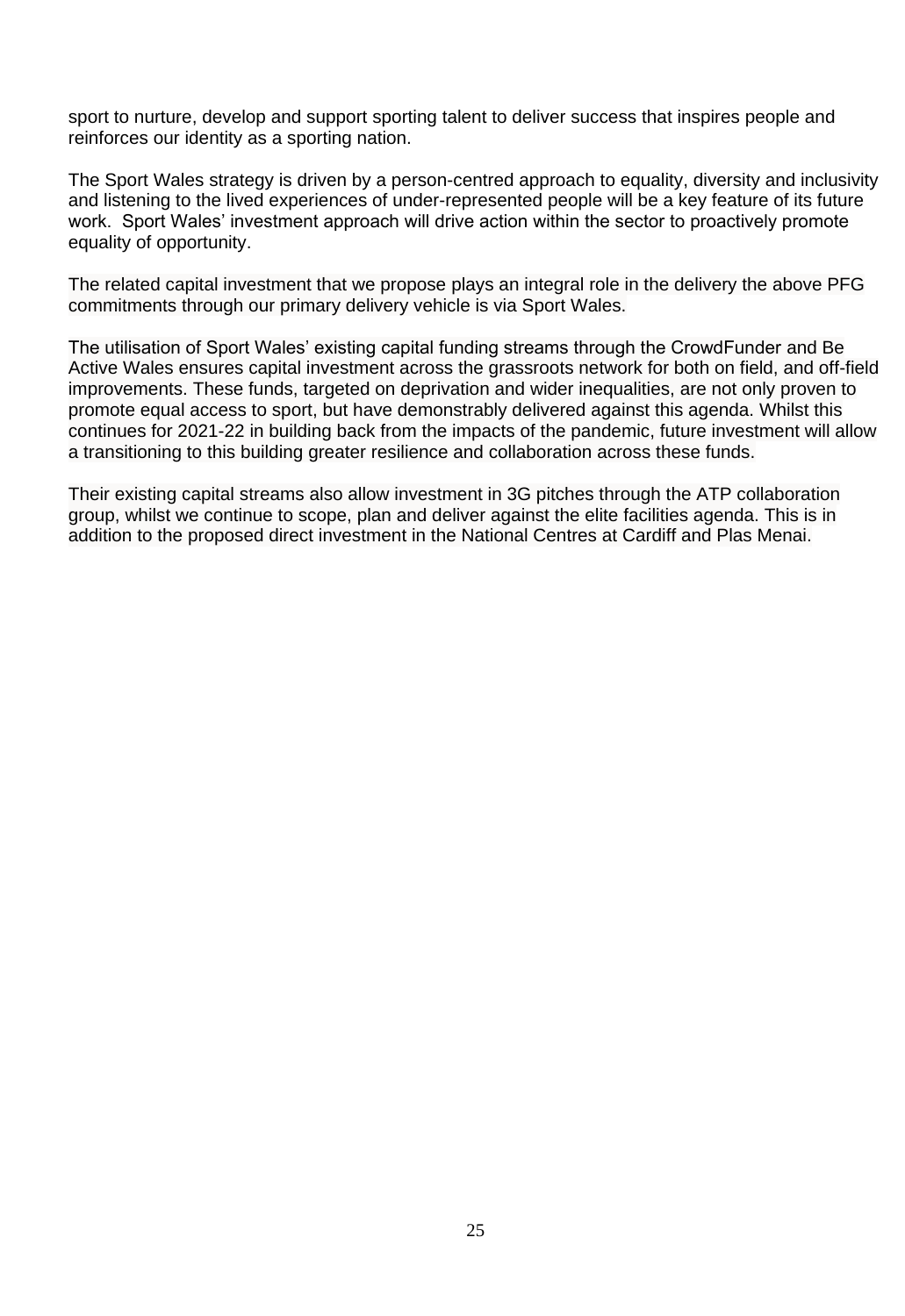sport to nurture, develop and support sporting talent to deliver success that inspires people and reinforces our identity as a sporting nation.

The Sport Wales strategy is driven by a person-centred approach to equality, diversity and inclusivity and listening to the lived experiences of under-represented people will be a key feature of its future work. Sport Wales' investment approach will drive action within the sector to proactively promote equality of opportunity.

The related capital investment that we propose plays an integral role in the delivery the above PFG commitments through our primary delivery vehicle is via Sport Wales.

The utilisation of Sport Wales' existing capital funding streams through the CrowdFunder and Be Active Wales ensures capital investment across the grassroots network for both on field, and off-field improvements. These funds, targeted on deprivation and wider inequalities, are not only proven to promote equal access to sport, but have demonstrably delivered against this agenda. Whilst this continues for 2021-22 in building back from the impacts of the pandemic, future investment will allow a transitioning to this building greater resilience and collaboration across these funds.

Their existing capital streams also allow investment in 3G pitches through the ATP collaboration group, whilst we continue to scope, plan and deliver against the elite facilities agenda. This is in addition to the proposed direct investment in the National Centres at Cardiff and Plas Menai.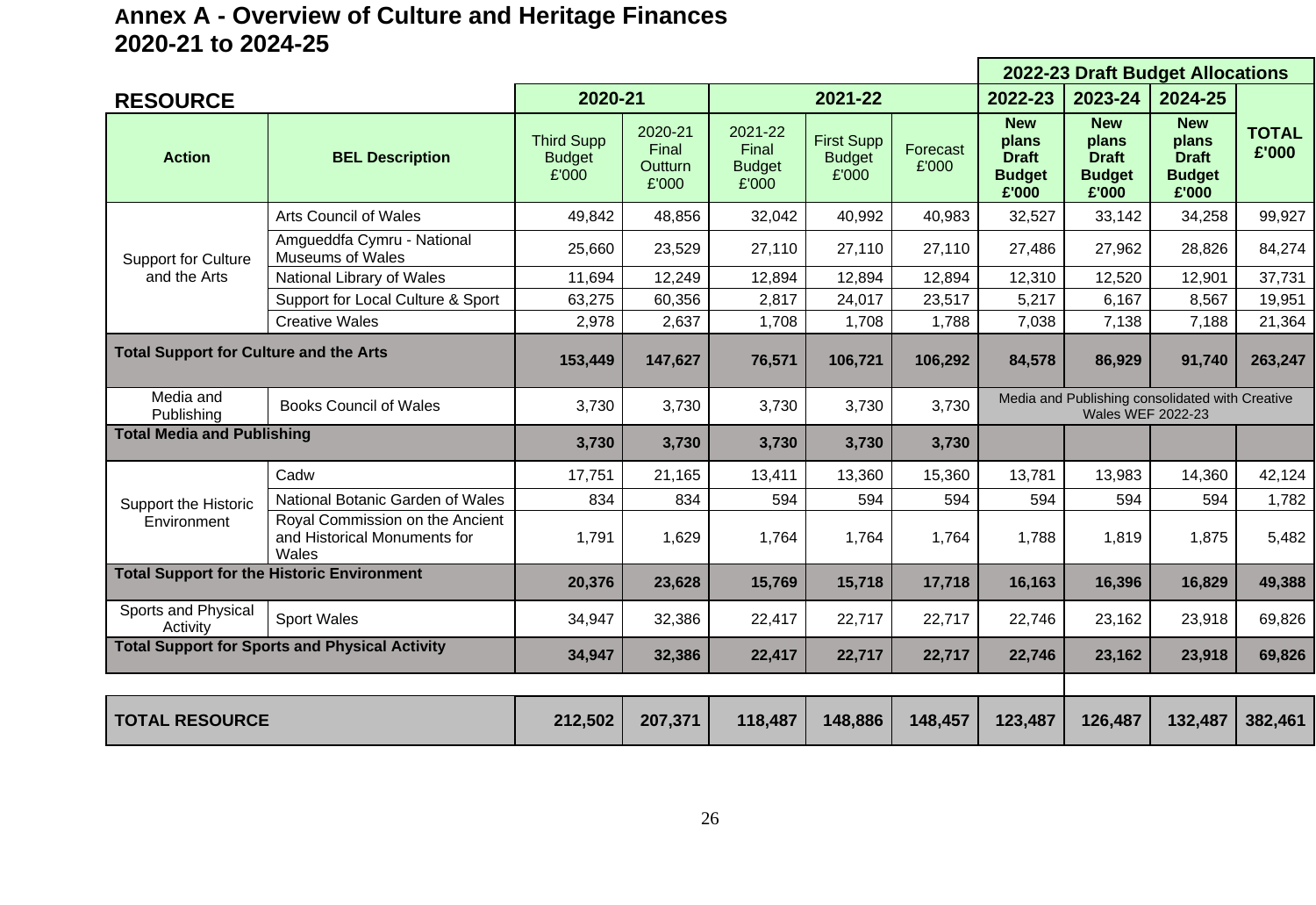# Annex A - Overview of Culture and Heritage Finances 2020-21 to 2024-25

## RESOURCE

| Action | BEL Description | 2020-21 Third Supp Budget £'000 | 2020-21 Final Outturn £'000 | 2021-22 Final Budget £'000 | 2021-22 First Supp Budget £'000 | 2021-22 Forecast £'000 | 2022-23 Draft Budget Allocations: 2022-23 New plans Draft Budget £'000 | 2022-23 Draft Budget Allocations: 2023-24 New plans Draft Budget £'000 | 2022-23 Draft Budget Allocations: 2024-25 New plans Draft Budget £'000 | 2022-23 Draft Budget Allocations: TOTAL £'000 |
|---|---|---|---|---|---|---|---|---|---|---|
| Support for Culture and the Arts | Arts Council of Wales | 49,842 | 48,856 | 32,042 | 40,992 | 40,983 | 32,527 | 33,142 | 34,258 | 99,927 |
| | Amgueddfa Cymru - National Museums of Wales | 25,660 | 23,529 | 27,110 | 27,110 | 27,110 | 27,486 | 27,962 | 28,826 | 84,274 |
| | National Library of Wales | 11,694 | 12,249 | 12,894 | 12,894 | 12,894 | 12,310 | 12,520 | 12,901 | 37,731 |
| | Support for Local Culture & Sport | 63,275 | 60,356 | 2,817 | 24,017 | 23,517 | 5,217 | 6,167 | 8,567 | 19,951 |
| | Creative Wales | 2,978 | 2,637 | 1,708 | 1,708 | 1,788 | 7,038 | 7,138 | 7,188 | 21,364 |
| **Total Support for Culture and the Arts** | | **153,449** | **147,627** | **76,571** | **106,721** | **106,292** | **84,578** | **86,929** | **91,740** | **263,247** |
| Media and Publishing | Books Council of Wales | 3,730 | 3,730 | 3,730 | 3,730 | 3,730 | Media and Publishing consolidated with Creative Wales WEF 2022-23 | | | |
| **Total Media and Publishing** | | **3,730** | **3,730** | **3,730** | **3,730** | **3,730** | | | | |
| Support the Historic Environment | Cadw | 17,751 | 21,165 | 13,411 | 13,360 | 15,360 | 13,781 | 13,983 | 14,360 | 42,124 |
| | National Botanic Garden of Wales | 834 | 834 | 594 | 594 | 594 | 594 | 594 | 594 | 1,782 |
| | Royal Commission on the Ancient and Historical Monuments for Wales | 1,791 | 1,629 | 1,764 | 1,764 | 1,764 | 1,788 | 1,819 | 1,875 | 5,482 |
| **Total Support for the Historic Environment** | | **20,376** | **23,628** | **15,769** | **15,718** | **17,718** | **16,163** | **16,396** | **16,829** | **49,388** |
| Sports and Physical Activity | Sport Wales | 34,947 | 32,386 | 22,417 | 22,717 | 22,717 | 22,746 | 23,162 | 23,918 | 69,826 |
| **Total Support for Sports and Physical Activity** | | **34,947** | **32,386** | **22,417** | **22,717** | **22,717** | **22,746** | **23,162** | **23,918** | **69,826** |
| **TOTAL RESOURCE** | | **212,502** | **207,371** | **118,487** | **148,886** | **148,457** | **123,487** | **126,487** | **132,487** | **382,461** |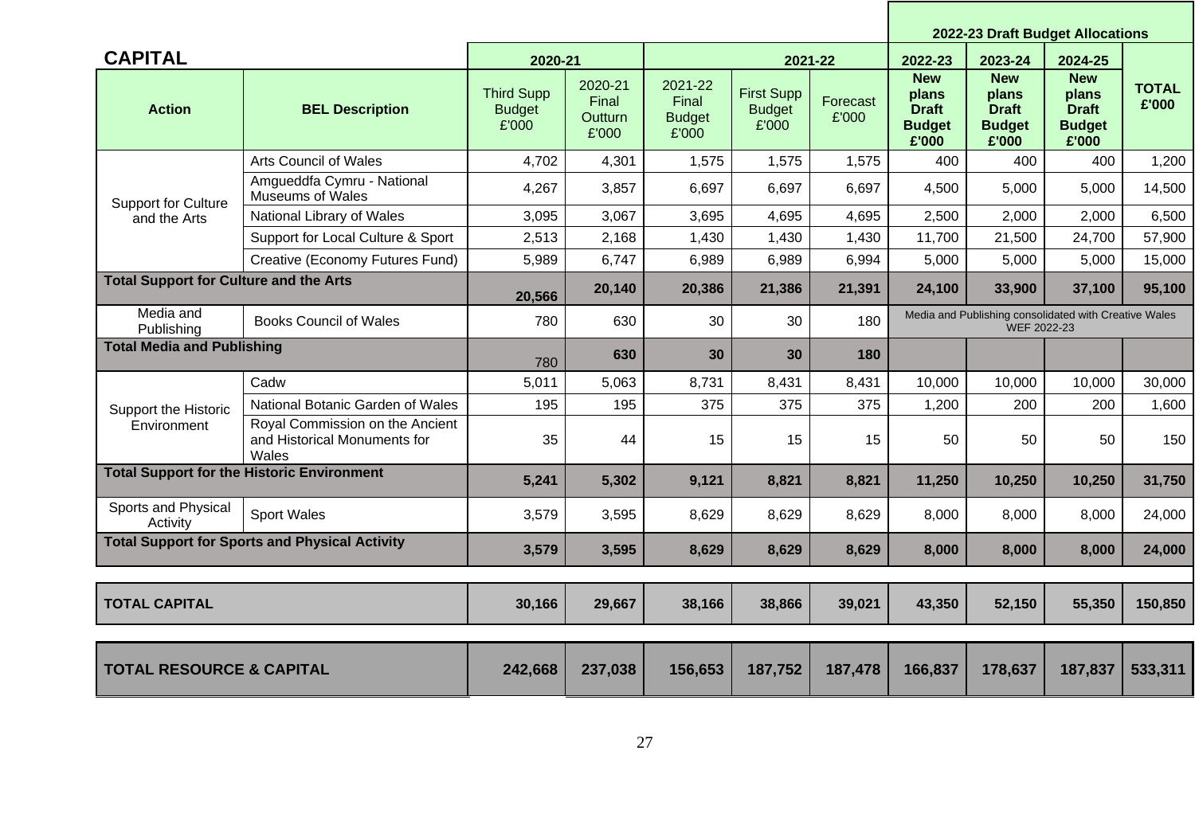## CAPITAL

| Action | BEL Description | 2020-21 Third Supp Budget £'000 | 2020-21 Final Outturn £'000 | 2021-22 Final Budget £'000 | 2021-22 First Supp Budget £'000 | 2021-22 Forecast £'000 | 2022-23 New plans Draft Budget £'000 | 2023-24 New plans Draft Budget £'000 | 2024-25 New plans Draft Budget £'000 | TOTAL £'000 |
|---|---|---|---|---|---|---|---|---|---|---|
| Support for Culture and the Arts | Arts Council of Wales | 4,702 | 4,301 | 1,575 | 1,575 | 1,575 | 400 | 400 | 400 | 1,200 |
| | Amgueddfa Cymru - National Museums of Wales | 4,267 | 3,857 | 6,697 | 6,697 | 6,697 | 4,500 | 5,000 | 5,000 | 14,500 |
| | National Library of Wales | 3,095 | 3,067 | 3,695 | 4,695 | 4,695 | 2,500 | 2,000 | 2,000 | 6,500 |
| | Support for Local Culture & Sport | 2,513 | 2,168 | 1,430 | 1,430 | 1,430 | 11,700 | 21,500 | 24,700 | 57,900 |
| | Creative (Economy Futures Fund) | 5,989 | 6,747 | 6,989 | 6,989 | 6,994 | 5,000 | 5,000 | 5,000 | 15,000 |
| **Total Support for Culture and the Arts** | | **20,566** | **20,140** | **20,386** | **21,386** | **21,391** | **24,100** | **33,900** | **37,100** | **95,100** |
| Media and Publishing | Books Council of Wales | 780 | 630 | 30 | 30 | 180 | Media and Publishing consolidated with Creative Wales WEF 2022-23 | | | |
| **Total Media and Publishing** | | **780** | **630** | **30** | **30** | **180** | | | | |
| Support the Historic Environment | Cadw | 5,011 | 5,063 | 8,731 | 8,431 | 8,431 | 10,000 | 10,000 | 10,000 | 30,000 |
| | National Botanic Garden of Wales | 195 | 195 | 375 | 375 | 375 | 1,200 | 200 | 200 | 1,600 |
| | Royal Commission on the Ancient and Historical Monuments for Wales | 35 | 44 | 15 | 15 | 15 | 50 | 50 | 50 | 150 |
| **Total Support for the Historic Environment** | | **5,241** | **5,302** | **9,121** | **8,821** | **8,821** | **11,250** | **10,250** | **10,250** | **31,750** |
| Sports and Physical Activity | Sport Wales | 3,579 | 3,595 | 8,629 | 8,629 | 8,629 | 8,000 | 8,000 | 8,000 | 24,000 |
| **Total Support for Sports and Physical Activity** | | **3,579** | **3,595** | **8,629** | **8,629** | **8,629** | **8,000** | **8,000** | **8,000** | **24,000** |
| **TOTAL CAPITAL** | | **30,166** | **29,667** | **38,166** | **38,866** | **39,021** | **43,350** | **52,150** | **55,350** | **150,850** |
| **TOTAL RESOURCE & CAPITAL** | | **242,668** | **237,038** | **156,653** | **187,752** | **187,478** | **166,837** | **178,637** | **187,837** | **533,311** |

2022-23 Draft Budget Allocations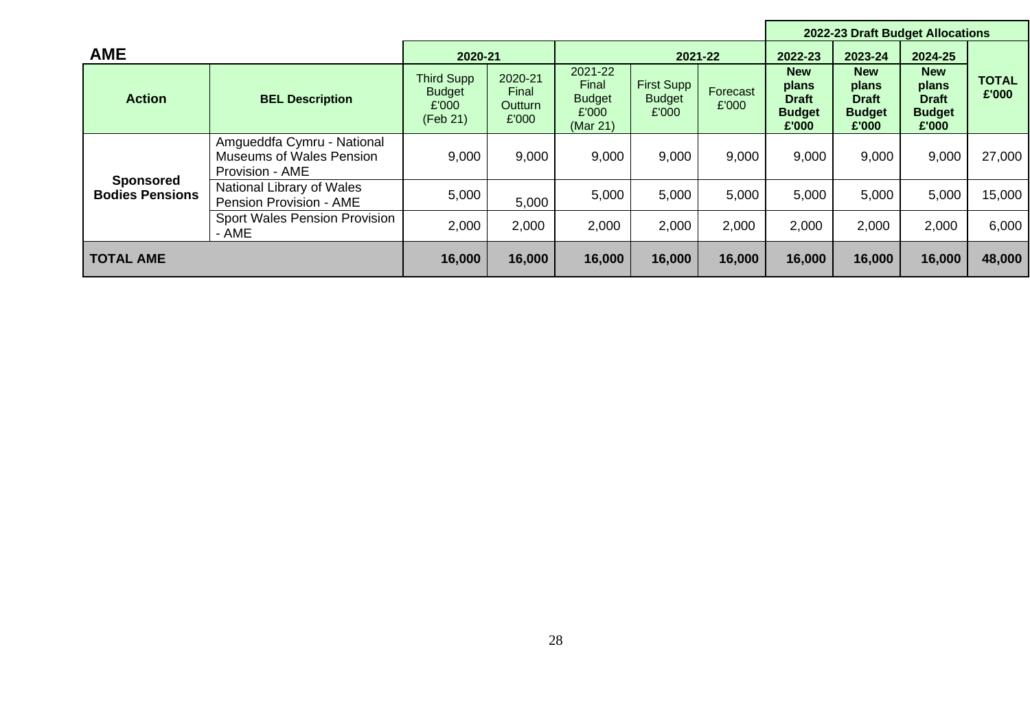| AME | | 2020-21 | | 2021-22 | | | 2022-23 Draft Budget Allocations | | | |
|---|---|---|---|---|---|---|---|---|---|---|
| | | | | | | | 2022-23 | 2023-24 | 2024-25 | |
| **Action** | **BEL Description** | Third Supp Budget £'000 (Feb 21) | 2020-21 Final Outturn £'000 | 2021-22 Final Budget £'000 (Mar 21) | First Supp Budget £'000 | Forecast £'000 | **New plans Draft Budget £'000** | **New plans Draft Budget £'000** | **New plans Draft Budget £'000** | **TOTAL £'000** |
| **Sponsored Bodies Pensions** | Amgueddfa Cymru - National Museums of Wales Pension Provision - AME | 9,000 | 9,000 | 9,000 | 9,000 | 9,000 | 9,000 | 9,000 | 9,000 | 27,000 |
| | National Library of Wales Pension Provision - AME | 5,000 | 5,000 | 5,000 | 5,000 | 5,000 | 5,000 | 5,000 | 5,000 | 15,000 |
| | Sport Wales Pension Provision - AME | 2,000 | 2,000 | 2,000 | 2,000 | 2,000 | 2,000 | 2,000 | 2,000 | 6,000 |
| **TOTAL AME** | | **16,000** | **16,000** | **16,000** | **16,000** | **16,000** | **16,000** | **16,000** | **16,000** | **48,000** |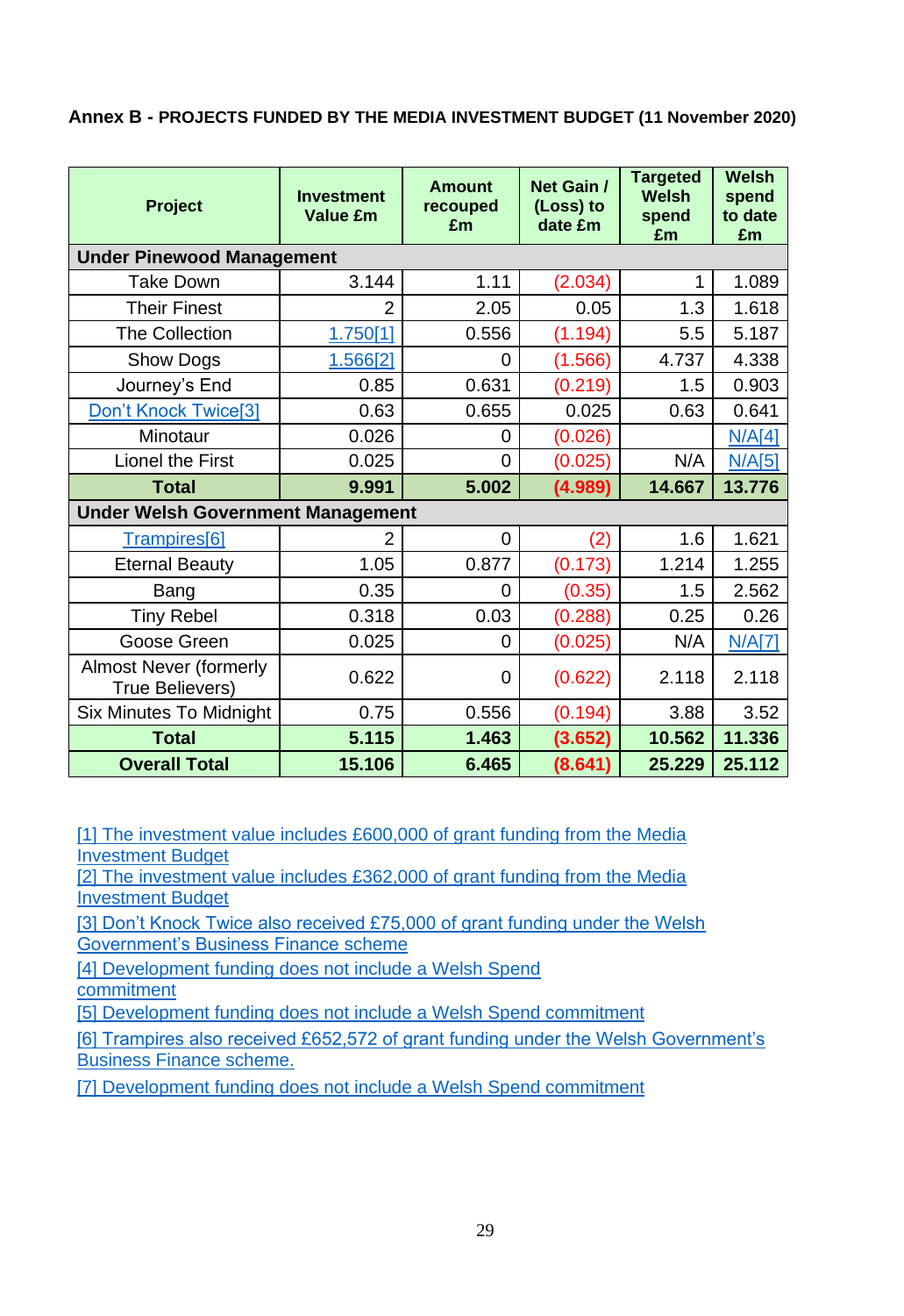**Annex B - PROJECTS FUNDED BY THE MEDIA INVESTMENT BUDGET (11 November 2020)**

| Project | Investment Value £m | Amount recouped £m | Net Gain / (Loss) to date £m | Targeted Welsh spend £m | Welsh spend to date £m |
|---|---|---|---|---|---|
| **Under Pinewood Management** | | | | | |
| Take Down | 3.144 | 1.11 | (2.034) | 1 | 1.089 |
| Their Finest | 2 | 2.05 | 0.05 | 1.3 | 1.618 |
| The Collection | 1.750[1] | 0.556 | (1.194) | 5.5 | 5.187 |
| Show Dogs | 1.566[2] | 0 | (1.566) | 4.737 | 4.338 |
| Journey's End | 0.85 | 0.631 | (0.219) | 1.5 | 0.903 |
| Don't Knock Twice[3] | 0.63 | 0.655 | 0.025 | 0.63 | 0.641 |
| Minotaur | 0.026 | 0 | (0.026) | | N/A[4] |
| Lionel the First | 0.025 | 0 | (0.025) | N/A | N/A[5] |
| **Total** | **9.991** | **5.002** | **(4.989)** | **14.667** | **13.776** |
| **Under Welsh Government Management** | | | | | |
| Trampires[6] | 2 | 0 | (2) | 1.6 | 1.621 |
| Eternal Beauty | 1.05 | 0.877 | (0.173) | 1.214 | 1.255 |
| Bang | 0.35 | 0 | (0.35) | 1.5 | 2.562 |
| Tiny Rebel | 0.318 | 0.03 | (0.288) | 0.25 | 0.26 |
| Goose Green | 0.025 | 0 | (0.025) | N/A | N/A[7] |
| Almost Never (formerly True Believers) | 0.622 | 0 | (0.622) | 2.118 | 2.118 |
| Six Minutes To Midnight | 0.75 | 0.556 | (0.194) | 3.88 | 3.52 |
| **Total** | **5.115** | **1.463** | **(3.652)** | **10.562** | **11.336** |
| **Overall Total** | **15.106** | **6.465** | **(8.641)** | **25.229** | **25.112** |

[1] The investment value includes £600,000 of grant funding from the Media Investment Budget

[2] The investment value includes £362,000 of grant funding from the Media Investment Budget

[3] Don't Knock Twice also received £75,000 of grant funding under the Welsh Government's Business Finance scheme

[4] Development funding does not include a Welsh Spend commitment

[5] Development funding does not include a Welsh Spend commitment

[6] Trampires also received £652,572 of grant funding under the Welsh Government's Business Finance scheme.

[7] Development funding does not include a Welsh Spend commitment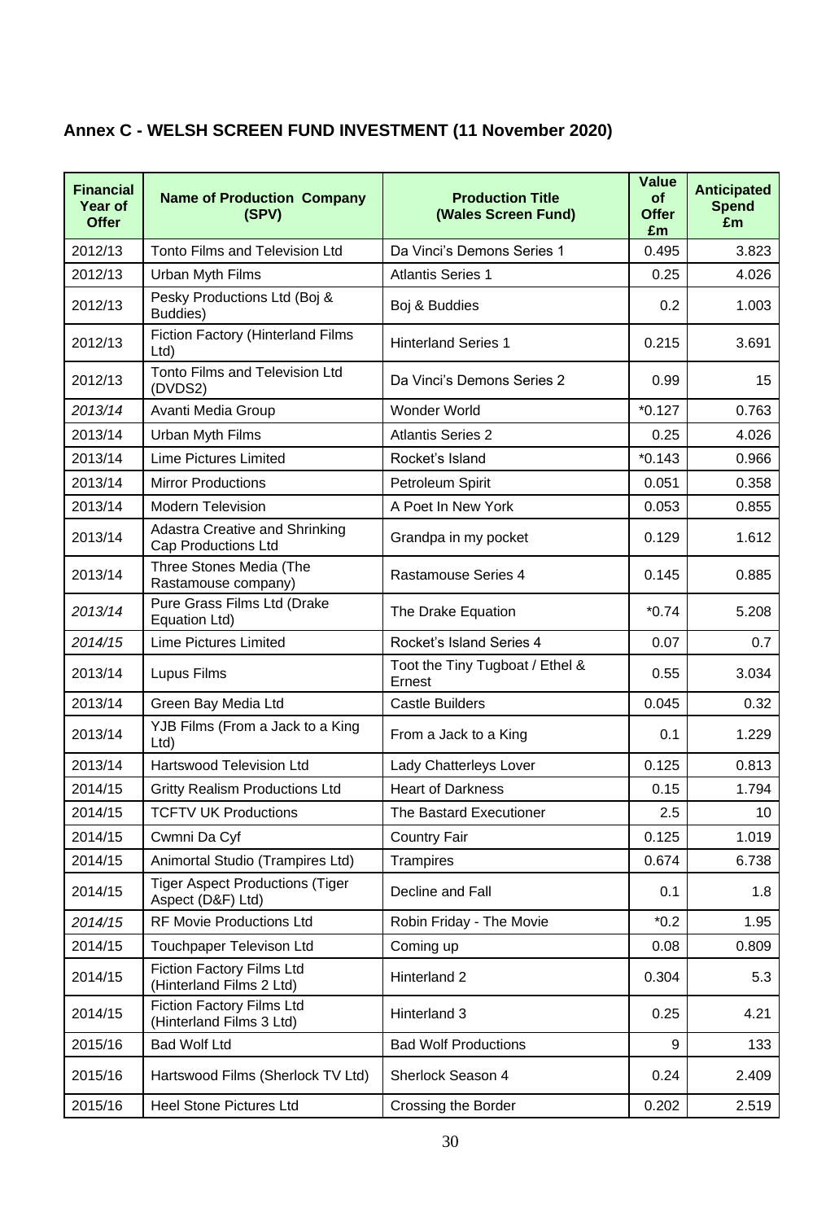## Annex C - WELSH SCREEN FUND INVESTMENT (11 November 2020)

| Financial Year of Offer | Name of Production Company (SPV) | Production Title (Wales Screen Fund) | Value of Offer £m | Anticipated Spend £m |
|---|---|---|---|---|
| 2012/13 | Tonto Films and Television Ltd | Da Vinci's Demons Series 1 | 0.495 | 3.823 |
| 2012/13 | Urban Myth Films | Atlantis Series 1 | 0.25 | 4.026 |
| 2012/13 | Pesky Productions Ltd (Boj & Buddies) | Boj & Buddies | 0.2 | 1.003 |
| 2012/13 | Fiction Factory (Hinterland Films Ltd) | Hinterland Series 1 | 0.215 | 3.691 |
| 2012/13 | Tonto Films and Television Ltd (DVDS2) | Da Vinci's Demons Series 2 | 0.99 | 15 |
| *2013/14* | Avanti Media Group | Wonder World | *0.127 | 0.763 |
| 2013/14 | Urban Myth Films | Atlantis Series 2 | 0.25 | 4.026 |
| 2013/14 | Lime Pictures Limited | Rocket's Island | *0.143 | 0.966 |
| 2013/14 | Mirror Productions | Petroleum Spirit | 0.051 | 0.358 |
| 2013/14 | Modern Television | A Poet In New York | 0.053 | 0.855 |
| 2013/14 | Adastra Creative and Shrinking Cap Productions Ltd | Grandpa in my pocket | 0.129 | 1.612 |
| 2013/14 | Three Stones Media (The Rastamouse company) | Rastamouse Series 4 | 0.145 | 0.885 |
| *2013/14* | Pure Grass Films Ltd (Drake Equation Ltd) | The Drake Equation | *0.74 | 5.208 |
| *2014/15* | Lime Pictures Limited | Rocket's Island Series 4 | 0.07 | 0.7 |
| 2013/14 | Lupus Films | Toot the Tiny Tugboat / Ethel & Ernest | 0.55 | 3.034 |
| 2013/14 | Green Bay Media Ltd | Castle Builders | 0.045 | 0.32 |
| 2013/14 | YJB Films (From a Jack to a King Ltd) | From a Jack to a King | 0.1 | 1.229 |
| 2013/14 | Hartswood Television Ltd | Lady Chatterleys Lover | 0.125 | 0.813 |
| 2014/15 | Gritty Realism Productions Ltd | Heart of Darkness | 0.15 | 1.794 |
| 2014/15 | TCFTV UK Productions | The Bastard Executioner | 2.5 | 10 |
| 2014/15 | Cwmni Da Cyf | Country Fair | 0.125 | 1.019 |
| 2014/15 | Animortal Studio (Trampires Ltd) | Trampires | 0.674 | 6.738 |
| 2014/15 | Tiger Aspect Productions (Tiger Aspect (D&F) Ltd) | Decline and Fall | 0.1 | 1.8 |
| *2014/15* | RF Movie Productions Ltd | Robin Friday - The Movie | *0.2 | 1.95 |
| 2014/15 | Touchpaper Televison Ltd | Coming up | 0.08 | 0.809 |
| 2014/15 | Fiction Factory Films Ltd (Hinterland Films 2 Ltd) | Hinterland 2 | 0.304 | 5.3 |
| 2014/15 | Fiction Factory Films Ltd (Hinterland Films 3 Ltd) | Hinterland 3 | 0.25 | 4.21 |
| 2015/16 | Bad Wolf Ltd | Bad Wolf Productions | 9 | 133 |
| 2015/16 | Hartswood Films (Sherlock TV Ltd) | Sherlock Season 4 | 0.24 | 2.409 |
| 2015/16 | Heel Stone Pictures Ltd | Crossing the Border | 0.202 | 2.519 |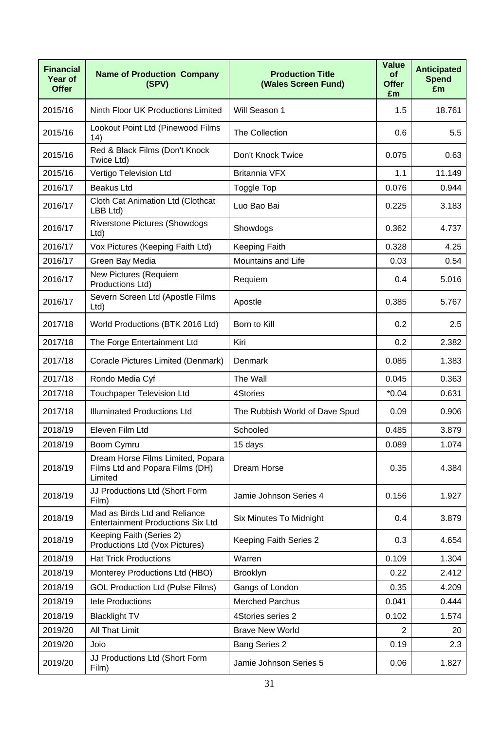| Financial Year of Offer | Name of Production Company (SPV) | Production Title (Wales Screen Fund) | Value of Offer £m | Anticipated Spend £m |
|---|---|---|---|---|
| 2015/16 | Ninth Floor UK Productions Limited | Will Season 1 | 1.5 | 18.761 |
| 2015/16 | Lookout Point Ltd (Pinewood Films 14) | The Collection | 0.6 | 5.5 |
| 2015/16 | Red & Black Films (Don't Knock Twice Ltd) | Don't Knock Twice | 0.075 | 0.63 |
| 2015/16 | Vertigo Television Ltd | Britannia VFX | 1.1 | 11.149 |
| 2016/17 | Beakus Ltd | Toggle Top | 0.076 | 0.944 |
| 2016/17 | Cloth Cat Animation Ltd (Clothcat LBB Ltd) | Luo Bao Bai | 0.225 | 3.183 |
| 2016/17 | Riverstone Pictures (Showdogs Ltd) | Showdogs | 0.362 | 4.737 |
| 2016/17 | Vox Pictures (Keeping Faith Ltd) | Keeping Faith | 0.328 | 4.25 |
| 2016/17 | Green Bay Media | Mountains and Life | 0.03 | 0.54 |
| 2016/17 | New Pictures (Requiem Productions Ltd) | Requiem | 0.4 | 5.016 |
| 2016/17 | Severn Screen Ltd (Apostle Films Ltd) | Apostle | 0.385 | 5.767 |
| 2017/18 | World Productions (BTK 2016 Ltd) | Born to Kill | 0.2 | 2.5 |
| 2017/18 | The Forge Entertainment Ltd | Kiri | 0.2 | 2.382 |
| 2017/18 | Coracle Pictures Limited (Denmark) | Denmark | 0.085 | 1.383 |
| 2017/18 | Rondo Media Cyf | The Wall | 0.045 | 0.363 |
| 2017/18 | Touchpaper Television Ltd | 4Stories | *0.04 | 0.631 |
| 2017/18 | Illuminated Productions Ltd | The Rubbish World of Dave Spud | 0.09 | 0.906 |
| 2018/19 | Eleven Film Ltd | Schooled | 0.485 | 3.879 |
| 2018/19 | Boom Cymru | 15 days | 0.089 | 1.074 |
| 2018/19 | Dream Horse Films Limited, Popara Films Ltd and Popara Films (DH) Limited | Dream Horse | 0.35 | 4.384 |
| 2018/19 | JJ Productions Ltd (Short Form Film) | Jamie Johnson Series 4 | 0.156 | 1.927 |
| 2018/19 | Mad as Birds Ltd and Reliance Entertainment Productions Six Ltd | Six Minutes To Midnight | 0.4 | 3.879 |
| 2018/19 | Keeping Faith (Series 2) Productions Ltd (Vox Pictures) | Keeping Faith Series 2 | 0.3 | 4.654 |
| 2018/19 | Hat Trick Productions | Warren | 0.109 | 1.304 |
| 2018/19 | Monterey Productions Ltd (HBO) | Brooklyn | 0.22 | 2.412 |
| 2018/19 | GOL Production Ltd (Pulse Films) | Gangs of London | 0.35 | 4.209 |
| 2018/19 | Iele Productions | Merched Parchus | 0.041 | 0.444 |
| 2018/19 | Blacklight TV | 4Stories series 2 | 0.102 | 1.574 |
| 2019/20 | All That Limit | Brave New World | 2 | 20 |
| 2019/20 | Joio | Bang Series 2 | 0.19 | 2.3 |
| 2019/20 | JJ Productions Ltd (Short Form Film) | Jamie Johnson Series 5 | 0.06 | 1.827 |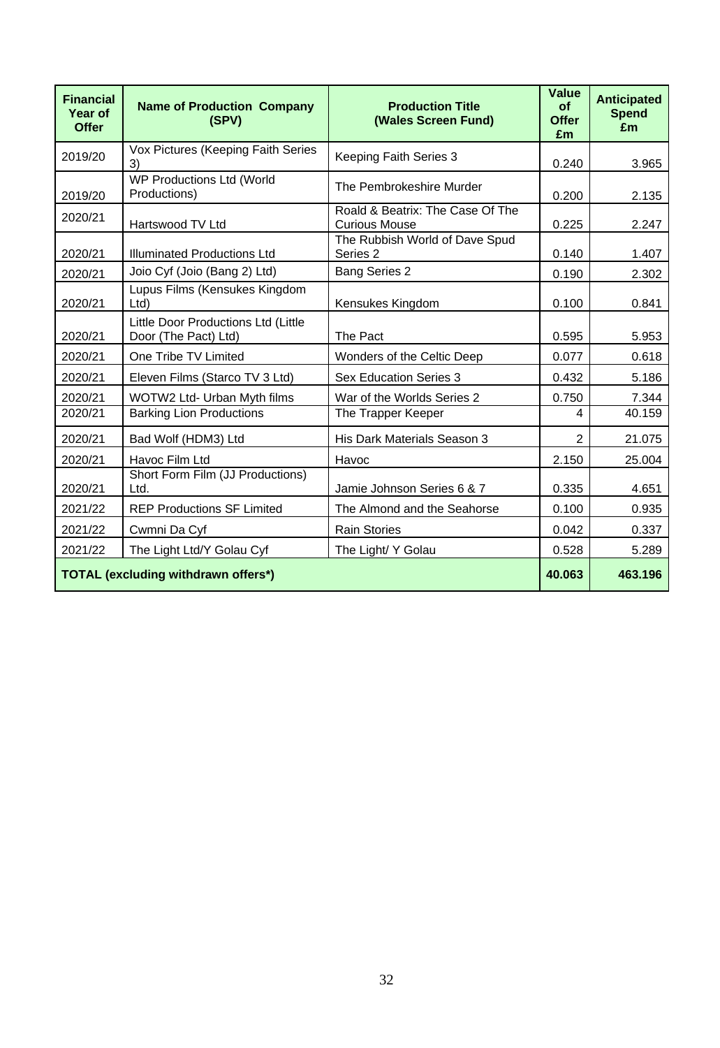| Financial Year of Offer | Name of Production Company (SPV) | Production Title (Wales Screen Fund) | Value of Offer £m | Anticipated Spend £m |
|---|---|---|---|---|
| 2019/20 | Vox Pictures (Keeping Faith Series 3) | Keeping Faith Series 3 | 0.240 | 3.965 |
| 2019/20 | WP Productions Ltd (World Productions) | The Pembrokeshire Murder | 0.200 | 2.135 |
| 2020/21 | Hartswood TV Ltd | Roald & Beatrix: The Case Of The Curious Mouse | 0.225 | 2.247 |
| 2020/21 | Illuminated Productions Ltd | The Rubbish World of Dave Spud Series 2 | 0.140 | 1.407 |
| 2020/21 | Joio Cyf (Joio (Bang 2) Ltd) | Bang Series 2 | 0.190 | 2.302 |
| 2020/21 | Lupus Films (Kensukes Kingdom Ltd) | Kensukes Kingdom | 0.100 | 0.841 |
| 2020/21 | Little Door Productions Ltd (Little Door (The Pact) Ltd) | The Pact | 0.595 | 5.953 |
| 2020/21 | One Tribe TV Limited | Wonders of the Celtic Deep | 0.077 | 0.618 |
| 2020/21 | Eleven Films (Starco TV 3 Ltd) | Sex Education Series 3 | 0.432 | 5.186 |
| 2020/21 | WOTW2 Ltd- Urban Myth films | War of the Worlds Series 2 | 0.750 | 7.344 |
| 2020/21 | Barking Lion Productions | The Trapper Keeper | 4 | 40.159 |
| 2020/21 | Bad Wolf (HDM3) Ltd | His Dark Materials Season 3 | 2 | 21.075 |
| 2020/21 | Havoc Film Ltd | Havoc | 2.150 | 25.004 |
| 2020/21 | Short Form Film (JJ Productions) Ltd. | Jamie Johnson Series 6 & 7 | 0.335 | 4.651 |
| 2021/22 | REP Productions SF Limited | The Almond and the Seahorse | 0.100 | 0.935 |
| 2021/22 | Cwmni Da Cyf | Rain Stories | 0.042 | 0.337 |
| 2021/22 | The Light Ltd/Y Golau Cyf | The Light/ Y Golau | 0.528 | 5.289 |
| **TOTAL (excluding withdrawn offers*)** | | | **40.063** | **463.196** |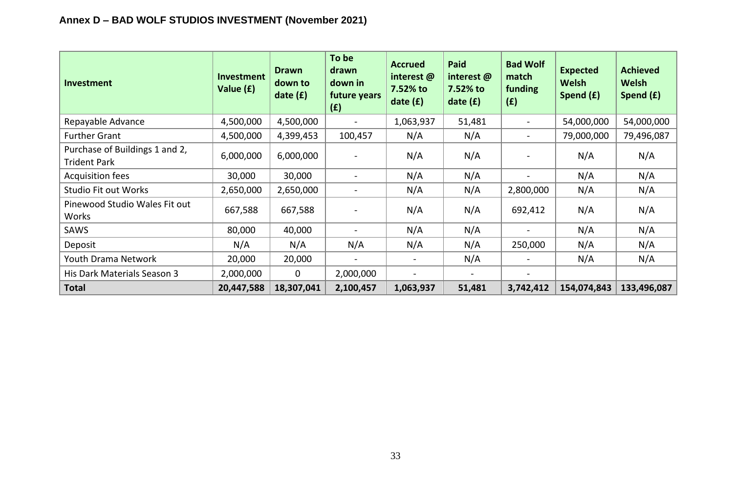**Annex D – BAD WOLF STUDIOS INVESTMENT (November 2021)**

| Investment | Investment Value (£) | Drawn down to date (£) | To be drawn down in future years (£) | Accrued interest @ 7.52% to date (£) | Paid interest @ 7.52% to date (£) | Bad Wolf match funding (£) | Expected Welsh Spend (£) | Achieved Welsh Spend (£) |
|---|---|---|---|---|---|---|---|---|
| Repayable Advance | 4,500,000 | 4,500,000 | - | 1,063,937 | 51,481 | - | 54,000,000 | 54,000,000 |
| Further Grant | 4,500,000 | 4,399,453 | 100,457 | N/A | N/A | - | 79,000,000 | 79,496,087 |
| Purchase of Buildings 1 and 2, Trident Park | 6,000,000 | 6,000,000 | - | N/A | N/A | - | N/A | N/A |
| Acquisition fees | 30,000 | 30,000 | - | N/A | N/A | - | N/A | N/A |
| Studio Fit out Works | 2,650,000 | 2,650,000 | - | N/A | N/A | 2,800,000 | N/A | N/A |
| Pinewood Studio Wales Fit out Works | 667,588 | 667,588 | - | N/A | N/A | 692,412 | N/A | N/A |
| SAWS | 80,000 | 40,000 | - | N/A | N/A | - | N/A | N/A |
| Deposit | N/A | N/A | N/A | N/A | N/A | 250,000 | N/A | N/A |
| Youth Drama Network | 20,000 | 20,000 | - | - | N/A | - | N/A | N/A |
| His Dark Materials Season 3 | 2,000,000 | 0 | 2,000,000 | - | - | - | | |
| **Total** | **20,447,588** | **18,307,041** | **2,100,457** | **1,063,937** | **51,481** | **3,742,412** | **154,074,843** | **133,496,087** |